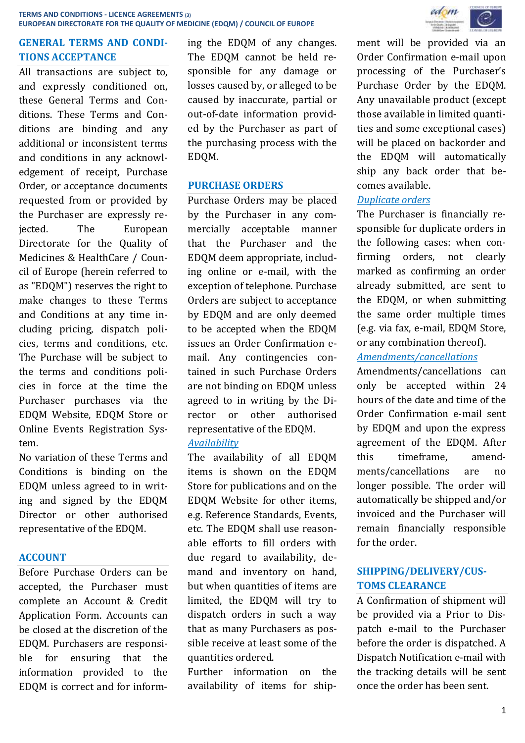## GENERAL TERMS AND CONDITIONS ACCEPTANCE

All transactions are subject to, and expressly conditioned on, these General Terms and Conditions. These Terms and Conditions are binding and any additional or inconsistent terms and conditions in any acknowledgement of receipt, Purchase Order, or acceptance documents requested from or provided by the Purchaser are expressly rejected. The European Directorate for the Quality of Medicines & HealthCare / Council of Europe (herein referred to as "EDQM") reserves the right to make changes to these Terms and Conditions at any time including pricing, dispatch policies, terms and conditions, etc. The Purchase will be subject to the terms and conditions policies in force at the time the Purchaser purchases via the EDQM Website, EDQM Store or Online Events Registration System.

No variation of these Terms and Conditions is binding on the EDQM unless agreed to in writing and signed by the EDQM Director or other authorised representative of the EDQM.

## ACCOUNT

Before Purchase Orders can be accepted, the Purchaser must complete an Account & Credit Application Form. Accounts can be closed at the discretion of the EDQM. Purchasers are responsible for ensuring that the information provided to the EDQM is correct and for informing the EDQM of any changes. The EDQM cannot be held responsible for any damage or losses caused by, or alleged to be caused by inaccurate, partial or out-of-date information provided by the Purchaser as part of the purchasing process with the EDQM.

## PURCHASE ORDERS

Purchase Orders may be placed by the Purchaser in any commercially acceptable manner that the Purchaser and the EDQM deem appropriate, including online or e-mail, with the exception of telephone. Purchase Orders are subject to acceptance by EDQM and are only deemed to be accepted when the EDQM issues an Order Confirmation e-mail. Any contingencies contained in such Purchase Orders are not binding on EDQM unless agreed to in writing by the Director or other authorised representative of the EDQM.

*Availability*

The availability of all EDQM items is shown on the EDQM Store for publications and on the EDQM Website for other items, e.g. Reference Standards, Events, etc. The EDQM shall use reasonable efforts to fill orders with due regard to availability, demand and inventory on hand, but when quantities of items are limited, the EDQM will try to dispatch orders in such a way that as many Purchasers as possible receive at least some of the quantities ordered.

Further information on the availability of items for shipment will be provided via an Order Confirmation e-mail upon processing of the Purchaser's Purchase Order by the EDQM. Any unavailable product (except those available in limited quantities and some exceptional cases) will be placed on backorder and the EDQM will automatically ship any back order that becomes available.

*Duplicate orders*

The Purchaser is financially responsible for duplicate orders in the following cases: when confirming orders, not clearly marked as confirming an order already submitted, are sent to the EDQM, or when submitting the same order multiple times (e.g. via fax, e-mail, EDQM Store, or any combination thereof).

*Amendments/cancellations*

Amendments/cancellations can only be accepted within 24 hours of the date and time of the Order Confirmation e-mail sent by EDQM and upon the express agreement of the EDQM. After this timeframe, amendments/cancellations are no longer possible. The order will automatically be shipped and/or invoiced and the Purchaser will remain financially responsible for the order.

## SHIPPING/DELIVERY/CUSTOMS CLEARANCE

A Confirmation of shipment will be provided via a Prior to Dispatch e-mail to the Purchaser before the order is dispatched. A Dispatch Notification e-mail with the tracking details will be sent once the order has been sent.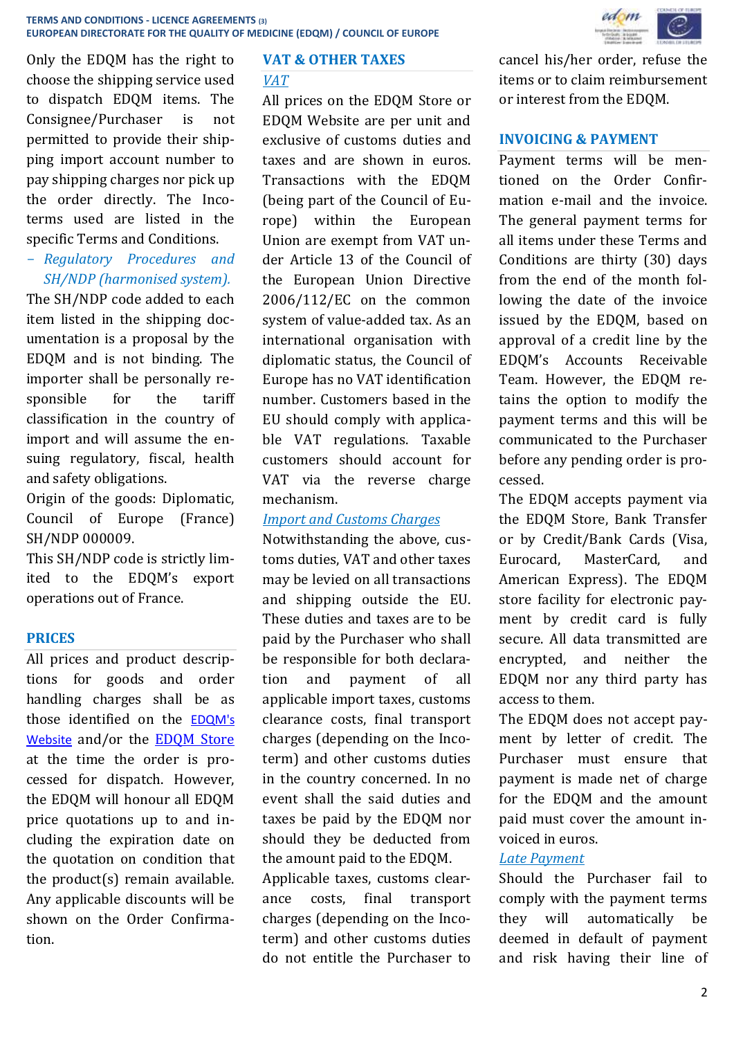Only the EDQM has the right to choose the shipping service used to dispatch EDQM items. The Consignee/Purchaser is not permitted to provide their shipping import account number to pay shipping charges nor pick up the order directly. The Incoterms used are listed in the specific Terms and Conditions.

– *Regulatory Procedures and SH/NDP (harmonised system).*

The SH/NDP code added to each item listed in the shipping documentation is a proposal by the EDQM and is not binding. The importer shall be personally responsible for the tariff classification in the country of import and will assume the ensuing regulatory, fiscal, health and safety obligations.

Origin of the goods: Diplomatic, Council of Europe (France) SH/NDP 000009.

This SH/NDP code is strictly limited to the EDQM's export operations out of France.

## PRICES

All prices and product descriptions for goods and order handling charges shall be as those identified on the EDQM's Website and/or the EDQM Store at the time the order is processed for dispatch. However, the EDQM will honour all EDQM price quotations up to and including the expiration date on the quotation on condition that the product(s) remain available. Any applicable discounts will be shown on the Order Confirmation.

## VAT & OTHER TAXES

*VAT*

All prices on the EDQM Store or EDQM Website are per unit and exclusive of customs duties and taxes and are shown in euros. Transactions with the EDQM (being part of the Council of Europe) within the European Union are exempt from VAT under Article 13 of the Council of the European Union Directive 2006/112/EC on the common system of value-added tax. As an international organisation with diplomatic status, the Council of Europe has no VAT identification number. Customers based in the EU should comply with applicable VAT regulations. Taxable customers should account for VAT via the reverse charge mechanism.

*Import and Customs Charges*

Notwithstanding the above, customs duties, VAT and other taxes may be levied on all transactions and shipping outside the EU. These duties and taxes are to be paid by the Purchaser who shall be responsible for both declaration and payment of all applicable import taxes, customs clearance costs, final transport charges (depending on the Incoterm) and other customs duties in the country concerned. In no event shall the said duties and taxes be paid by the EDQM nor should they be deducted from the amount paid to the EDQM.

Applicable taxes, customs clearance costs, final transport charges (depending on the Incoterm) and other customs duties do not entitle the Purchaser to cancel his/her order, refuse the items or to claim reimbursement or interest from the EDQM.

## INVOICING & PAYMENT

Payment terms will be mentioned on the Order Confirmation e-mail and the invoice. The general payment terms for all items under these Terms and Conditions are thirty (30) days from the end of the month following the date of the invoice issued by the EDQM, based on approval of a credit line by the EDQM's Accounts Receivable Team. However, the EDQM retains the option to modify the payment terms and this will be communicated to the Purchaser before any pending order is processed.

The EDQM accepts payment via the EDQM Store, Bank Transfer or by Credit/Bank Cards (Visa, Eurocard, MasterCard, and American Express). The EDQM store facility for electronic payment by credit card is fully secure. All data transmitted are encrypted, and neither the EDQM nor any third party has access to them.

The EDQM does not accept payment by letter of credit. The Purchaser must ensure that payment is made net of charge for the EDQM and the amount paid must cover the amount invoiced in euros.

*Late Payment*

Should the Purchaser fail to comply with the payment terms they will automatically be deemed in default of payment and risk having their line of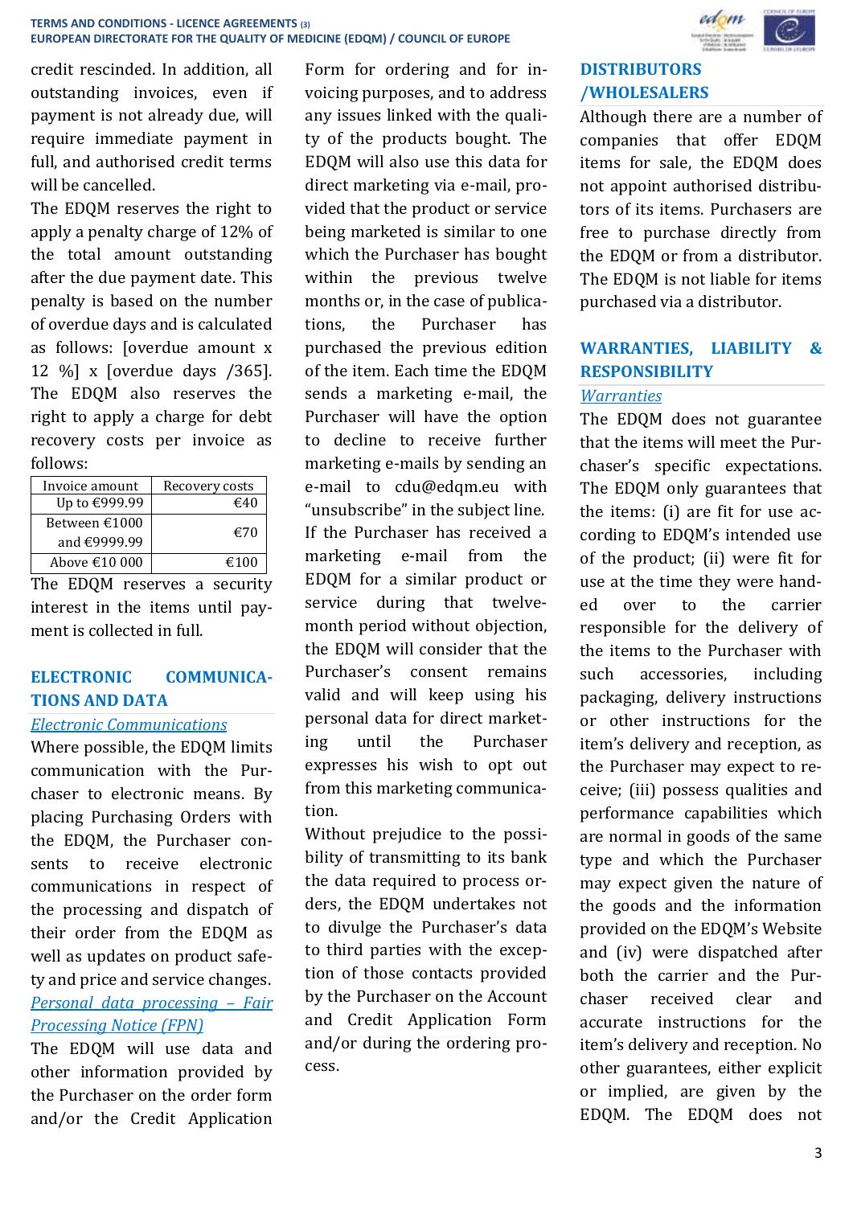credit rescinded. In addition, all outstanding invoices, even if payment is not already due, will require immediate payment in full, and authorised credit terms will be cancelled.

The EDQM reserves the right to apply a penalty charge of 12% of the total amount outstanding after the due payment date. This penalty is based on the number of overdue days and is calculated as follows: [overdue amount x 12 %] x [overdue days /365]. The EDQM also reserves the right to apply a charge for debt recovery costs per invoice as follows:

| Invoice amount | Recovery costs |
|---|---|
| Up to €999.99 | €40 |
| Between €1000 and €9999.99 | €70 |
| Above €10 000 | €100 |

The EDQM reserves a security interest in the items until payment is collected in full.

## ELECTRONIC COMMUNICATIONS AND DATA

*Electronic Communications*

Where possible, the EDQM limits communication with the Purchaser to electronic means. By placing Purchasing Orders with the EDQM, the Purchaser consents to receive electronic communications in respect of the processing and dispatch of their order from the EDQM as well as updates on product safety and price and service changes.

*Personal data processing – Fair Processing Notice (FPN)*

The EDQM will use data and other information provided by the Purchaser on the order form and/or the Credit Application Form for ordering and for invoicing purposes, and to address any issues linked with the quality of the products bought. The EDQM will also use this data for direct marketing via e-mail, provided that the product or service being marketed is similar to one which the Purchaser has bought within the previous twelve months or, in the case of publications, the Purchaser has purchased the previous edition of the item. Each time the EDQM sends a marketing e-mail, the Purchaser will have the option to decline to receive further marketing e-mails by sending an e-mail to cdu@edqm.eu with “unsubscribe” in the subject line. If the Purchaser has received a marketing e-mail from the EDQM for a similar product or service during that twelve-month period without objection, the EDQM will consider that the Purchaser’s consent remains valid and will keep using his personal data for direct marketing until the Purchaser expresses his wish to opt out from this marketing communication.

Without prejudice to the possibility of transmitting to its bank the data required to process orders, the EDQM undertakes not to divulge the Purchaser’s data to third parties with the exception of those contacts provided by the Purchaser on the Account and Credit Application Form and/or during the ordering process.

## DISTRIBUTORS /WHOLESALERS

Although there are a number of companies that offer EDQM items for sale, the EDQM does not appoint authorised distributors of its items. Purchasers are free to purchase directly from the EDQM or from a distributor. The EDQM is not liable for items purchased via a distributor.

## WARRANTIES, LIABILITY & RESPONSIBILITY

*Warranties*

The EDQM does not guarantee that the items will meet the Purchaser’s specific expectations. The EDQM only guarantees that the items: (i) are fit for use according to EDQM’s intended use of the product; (ii) were fit for use at the time they were handed over to the carrier responsible for the delivery of the items to the Purchaser with such accessories, including packaging, delivery instructions or other instructions for the item’s delivery and reception, as the Purchaser may expect to receive; (iii) possess qualities and performance capabilities which are normal in goods of the same type and which the Purchaser may expect given the nature of the goods and the information provided on the EDQM’s Website and (iv) were dispatched after both the carrier and the Purchaser received clear and accurate instructions for the item’s delivery and reception. No other guarantees, either explicit or implied, are given by the EDQM. The EDQM does not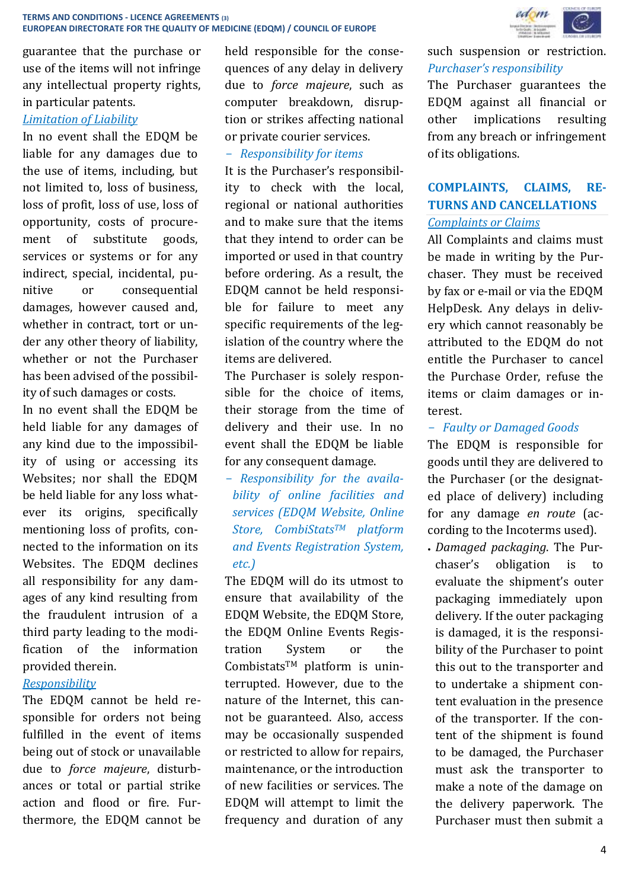guarantee that the purchase or use of the items will not infringe any intellectual property rights, in particular patents.

*Limitation of Liability*

In no event shall the EDQM be liable for any damages due to the use of items, including, but not limited to, loss of business, loss of profit, loss of use, loss of opportunity, costs of procurement of substitute goods, services or systems or for any indirect, special, incidental, punitive or consequential damages, however caused and, whether in contract, tort or under any other theory of liability, whether or not the Purchaser has been advised of the possibility of such damages or costs.

In no event shall the EDQM be held liable for any damages of any kind due to the impossibility of using or accessing its Websites; nor shall the EDQM be held liable for any loss whatever its origins, specifically mentioning loss of profits, connected to the information on its Websites. The EDQM declines all responsibility for any damages of any kind resulting from the fraudulent intrusion of a third party leading to the modification of the information provided therein.

*Responsibility*

The EDQM cannot be held responsible for orders not being fulfilled in the event of items being out of stock or unavailable due to *force majeure*, disturbances or total or partial strike action and flood or fire. Furthermore, the EDQM cannot be held responsible for the consequences of any delay in delivery due to *force majeure*, such as computer breakdown, disruption or strikes affecting national or private courier services.

– *Responsibility for items*

It is the Purchaser's responsibility to check with the local, regional or national authorities and to make sure that the items that they intend to order can be imported or used in that country before ordering. As a result, the EDQM cannot be held responsible for failure to meet any specific requirements of the legislation of the country where the items are delivered.

The Purchaser is solely responsible for the choice of items, their storage from the time of delivery and their use. In no event shall the EDQM be liable for any consequent damage.

– *Responsibility for the availability of online facilities and services (EDQM Website, Online Store, CombiStats™ platform and Events Registration System, etc.)*

The EDQM will do its utmost to ensure that availability of the EDQM Website, the EDQM Store, the EDQM Online Events Registration System or the Combistats™ platform is uninterrupted. However, due to the nature of the Internet, this cannot be guaranteed. Also, access may be occasionally suspended or restricted to allow for repairs, maintenance, or the introduction of new facilities or services. The EDQM will attempt to limit the frequency and duration of any such suspension or restriction.

*Purchaser's responsibility*

The Purchaser guarantees the EDQM against all financial or other implications resulting from any breach or infringement of its obligations.

## COMPLAINTS, CLAIMS, RETURNS AND CANCELLATIONS

*Complaints or Claims*

All Complaints and claims must be made in writing by the Purchaser. They must be received by fax or e-mail or via the EDQM HelpDesk. Any delays in delivery which cannot reasonably be attributed to the EDQM do not entitle the Purchaser to cancel the Purchase Order, refuse the items or claim damages or interest.

– *Faulty or Damaged Goods*

The EDQM is responsible for goods until they are delivered to the Purchaser (or the designated place of delivery) including for any damage *en route* (according to the Incoterms used).

- *Damaged packaging*. The Purchaser's obligation is to evaluate the shipment's outer packaging immediately upon delivery. If the outer packaging is damaged, it is the responsibility of the Purchaser to point this out to the transporter and to undertake a shipment content evaluation in the presence of the transporter. If the content of the shipment is found to be damaged, the Purchaser must ask the transporter to make a note of the damage on the delivery paperwork. The Purchaser must then submit a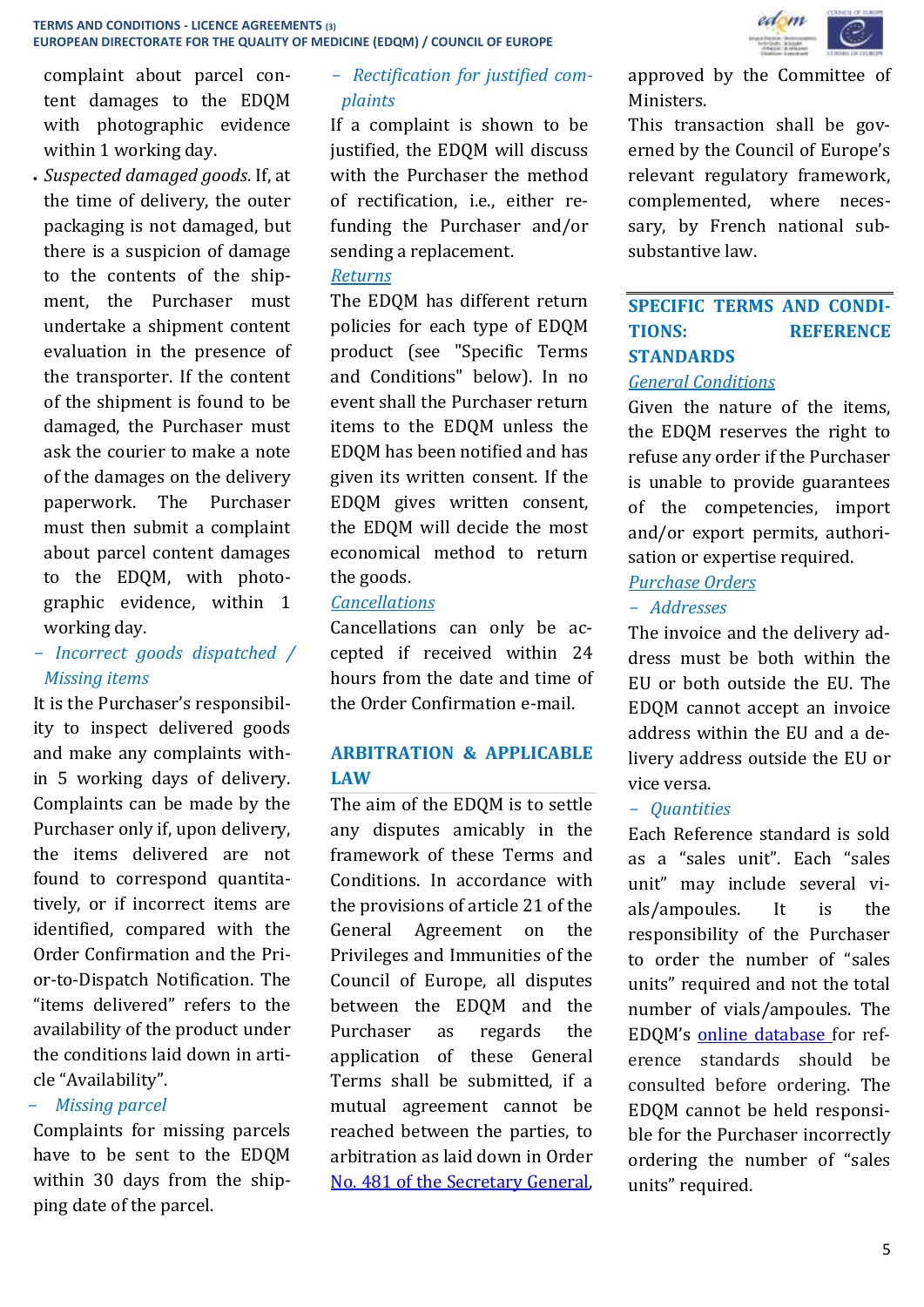complaint about parcel content damages to the EDQM with photographic evidence within 1 working day.

- *Suspected damaged goods*. If, at the time of delivery, the outer packaging is not damaged, but there is a suspicion of damage to the contents of the shipment, the Purchaser must undertake a shipment content evaluation in the presence of the transporter. If the content of the shipment is found to be damaged, the Purchaser must ask the courier to make a note of the damages on the delivery paperwork. The Purchaser must then submit a complaint about parcel content damages to the EDQM, with photographic evidence, within 1 working day.

*– Incorrect goods dispatched / Missing items*

It is the Purchaser's responsibility to inspect delivered goods and make any complaints within 5 working days of delivery. Complaints can be made by the Purchaser only if, upon delivery, the items delivered are not found to correspond quantitatively, or if incorrect items are identified, compared with the Order Confirmation and the Prior-to-Dispatch Notification. The "items delivered" refers to the availability of the product under the conditions laid down in article "Availability".

*– Missing parcel*

Complaints for missing parcels have to be sent to the EDQM within 30 days from the shipping date of the parcel.

*– Rectification for justified complaints*

If a complaint is shown to be justified, the EDQM will discuss with the Purchaser the method of rectification, i.e., either refunding the Purchaser and/or sending a replacement.

*Returns*

The EDQM has different return policies for each type of EDQM product (see "Specific Terms and Conditions" below). In no event shall the Purchaser return items to the EDQM unless the EDQM has been notified and has given its written consent. If the EDQM gives written consent, the EDQM will decide the most economical method to return the goods.

*Cancellations*

Cancellations can only be accepted if received within 24 hours from the date and time of the Order Confirmation e-mail.

## ARBITRATION & APPLICABLE LAW

The aim of the EDQM is to settle any disputes amicably in the framework of these Terms and Conditions. In accordance with the provisions of article 21 of the General Agreement on the Privileges and Immunities of the Council of Europe, all disputes between the EDQM and the Purchaser as regards the application of these General Terms shall be submitted, if a mutual agreement cannot be reached between the parties, to arbitration as laid down in Order No. 481 of the Secretary General, approved by the Committee of Ministers.

This transaction shall be governed by the Council of Europe's relevant regulatory framework, complemented, where necessary, by French national substantive law.

## SPECIFIC TERMS AND CONDITIONS: REFERENCE STANDARDS

*General Conditions*

Given the nature of the items, the EDQM reserves the right to refuse any order if the Purchaser is unable to provide guarantees of the competencies, import and/or export permits, authorisation or expertise required.

*Purchase Orders*

*– Addresses*

The invoice and the delivery address must be both within the EU or both outside the EU. The EDQM cannot accept an invoice address within the EU and a delivery address outside the EU or vice versa.

*– Quantities*

Each Reference standard is sold as a "sales unit". Each "sales unit" may include several vials/ampoules. It is the responsibility of the Purchaser to order the number of "sales units" required and not the total number of vials/ampoules. The EDQM's online database for reference standards should be consulted before ordering. The EDQM cannot be held responsible for the Purchaser incorrectly ordering the number of "sales units" required.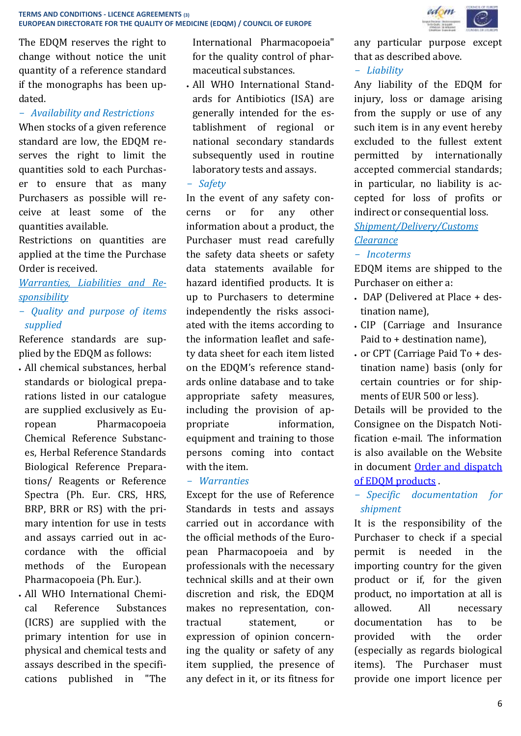The EDQM reserves the right to change without notice the unit quantity of a reference standard if the monographs has been updated.

*– Availability and Restrictions*

When stocks of a given reference standard are low, the EDQM reserves the right to limit the quantities sold to each Purchaser to ensure that as many Purchasers as possible will receive at least some of the quantities available.

Restrictions on quantities are applied at the time the Purchase Order is received.

## Warranties, Liabilities and Responsibility

*– Quality and purpose of items supplied*

Reference standards are supplied by the EDQM as follows:

- All chemical substances, herbal standards or biological preparations listed in our catalogue are supplied exclusively as European Pharmacopoeia Chemical Reference Substances, Herbal Reference Standards Biological Reference Preparations/ Reagents or Reference Spectra (Ph. Eur. CRS, HRS, BRP, BRR or RS) with the primary intention for use in tests and assays carried out in accordance with the official methods of the European Pharmacopoeia (Ph. Eur.).
- All WHO International Chemical Reference Substances (ICRS) are supplied with the primary intention for use in physical and chemical tests and assays described in the specifications published in "The International Pharmacopoeia" for the quality control of pharmaceutical substances.
- All WHO International Standards for Antibiotics (ISA) are generally intended for the establishment of regional or national secondary standards subsequently used in routine laboratory tests and assays.

*– Safety*

In the event of any safety concerns or for any other information about a product, the Purchaser must read carefully the safety data sheets or safety data statements available for hazard identified products. It is up to Purchasers to determine independently the risks associated with the items according to the information leaflet and safety data sheet for each item listed on the EDQM's reference standards online database and to take appropriate safety measures, including the provision of appropriate information, equipment and training to those persons coming into contact with the item.

*– Warranties*

Except for the use of Reference Standards in tests and assays carried out in accordance with the official methods of the European Pharmacopoeia and by professionals with the necessary technical skills and at their own discretion and risk, the EDQM makes no representation, contractual statement, or expression of opinion concerning the quality or safety of any item supplied, the presence of any defect in it, or its fitness for any particular purpose except that as described above.

*– Liability*

Any liability of the EDQM for injury, loss or damage arising from the supply or use of any such item is in any event hereby excluded to the fullest extent permitted by internationally accepted commercial standards; in particular, no liability is accepted for loss of profits or indirect or consequential loss.

## Shipment/Delivery/Customs Clearance

*– Incoterms*

EDQM items are shipped to the Purchaser on either a:

- DAP (Delivered at Place + destination name),
- CIP (Carriage and Insurance Paid to + destination name),
- or CPT (Carriage Paid To + destination name) basis (only for certain countries or for shipments of EUR 500 or less).

Details will be provided to the Consignee on the Dispatch Notification e-mail. The information is also available on the Website in document Order and dispatch of EDQM products.

*– Specific documentation for shipment*

It is the responsibility of the Purchaser to check if a special permit is needed in the importing country for the given product or if, for the given product, no importation at all is allowed. All necessary documentation has to be provided with the order (especially as regards biological items). The Purchaser must provide one import licence per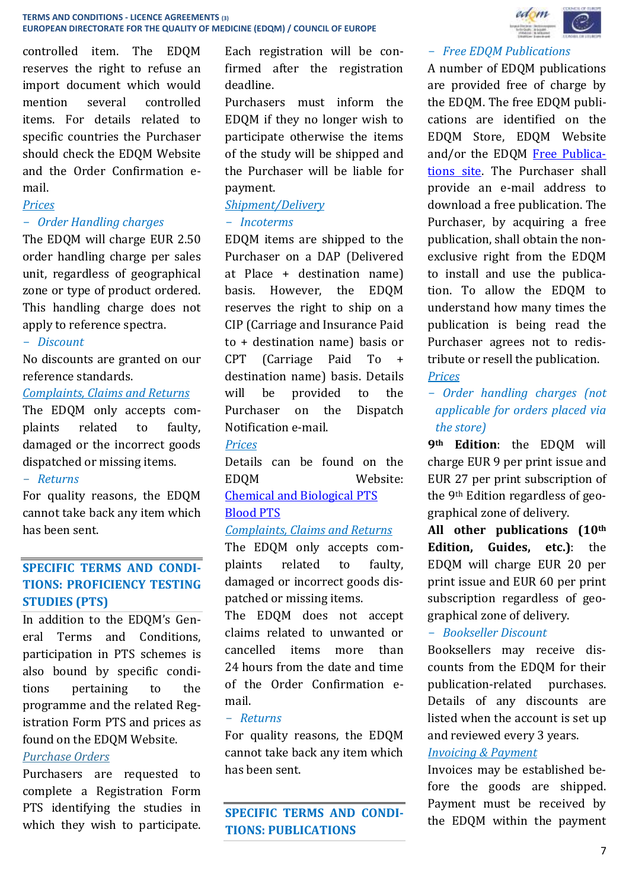controlled item. The EDQM reserves the right to refuse an import document which would mention several controlled items. For details related to specific countries the Purchaser should check the EDQM Website and the Order Confirmation e-mail.

*Prices*

– *Order Handling charges*

The EDQM will charge EUR 2.50 order handling charge per sales unit, regardless of geographical zone or type of product ordered. This handling charge does not apply to reference spectra.

– *Discount*

No discounts are granted on our reference standards.

*Complaints, Claims and Returns*

The EDQM only accepts complaints related to faulty, damaged or the incorrect goods dispatched or missing items.

– *Returns*

For quality reasons, the EDQM cannot take back any item which has been sent.

## SPECIFIC TERMS AND CONDITIONS: PROFICIENCY TESTING STUDIES (PTS)

In addition to the EDQM's General Terms and Conditions, participation in PTS schemes is also bound by specific conditions pertaining to the programme and the related Registration Form PTS and prices as found on the EDQM Website.

*Purchase Orders*

Purchasers are requested to complete a Registration Form PTS identifying the studies in which they wish to participate. Each registration will be confirmed after the registration deadline.

Purchasers must inform the EDQM if they no longer wish to participate otherwise the items of the study will be shipped and the Purchaser will be liable for payment.

*Shipment/Delivery*

– *Incoterms*

EDQM items are shipped to the Purchaser on a DAP (Delivered at Place + destination name) basis. However, the EDQM reserves the right to ship on a CIP (Carriage and Insurance Paid to + destination name) basis or CPT (Carriage Paid To + destination name) basis. Details will be provided to the Purchaser on the Dispatch Notification e-mail.

*Prices*

Details can be found on the EDQM Website:
Chemical and Biological PTS
Blood PTS

*Complaints, Claims and Returns*

The EDQM only accepts complaints related to faulty, damaged or incorrect goods dispatched or missing items.

The EDQM does not accept claims related to unwanted or cancelled items more than 24 hours from the date and time of the Order Confirmation e-mail.

– *Returns*

For quality reasons, the EDQM cannot take back any item which has been sent.

## SPECIFIC TERMS AND CONDITIONS: PUBLICATIONS

– *Free EDQM Publications*

A number of EDQM publications are provided free of charge by the EDQM. The free EDQM publications are identified on the EDQM Store, EDQM Website and/or the EDQM Free Publications site. The Purchaser shall provide an e-mail address to download a free publication. The Purchaser, by acquiring a free publication, shall obtain the non-exclusive right from the EDQM to install and use the publication. To allow the EDQM to understand how many times the publication is being read the Purchaser agrees not to redistribute or resell the publication.

*Prices*

– *Order handling charges (not applicable for orders placed via the store)*

**9th Edition**: the EDQM will charge EUR 9 per print issue and EUR 27 per print subscription of the 9th Edition regardless of geographical zone of delivery.

**All other publications (10th Edition, Guides, etc.)**: the EDQM will charge EUR 20 per print issue and EUR 60 per print subscription regardless of geographical zone of delivery.

– *Bookseller Discount*

Booksellers may receive discounts from the EDQM for their publication-related purchases. Details of any discounts are listed when the account is set up and reviewed every 3 years.

*Invoicing & Payment*

Invoices may be established before the goods are shipped. Payment must be received by the EDQM within the payment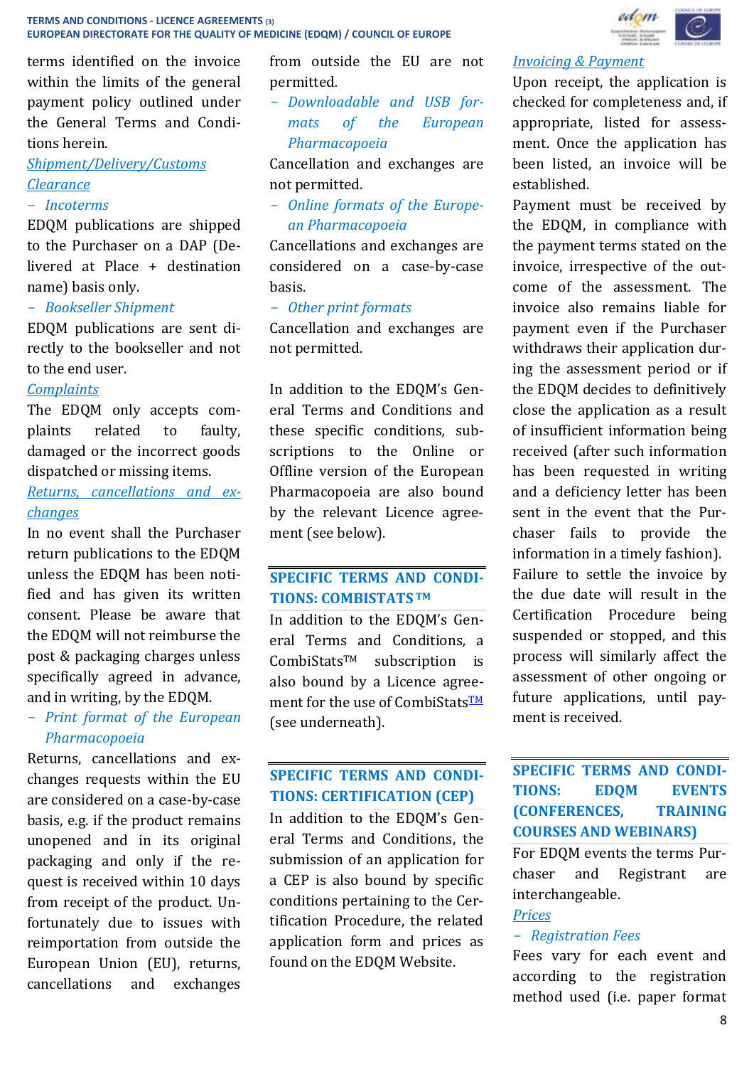terms identified on the invoice within the limits of the general payment policy outlined under the General Terms and Conditions herein.

[Shipment/Delivery/Customs Clearance]

– *Incoterms*

EDQM publications are shipped to the Purchaser on a DAP (Delivered at Place + destination name) basis only.

– *Bookseller Shipment*

EDQM publications are sent directly to the bookseller and not to the end user.

[Complaints]

The EDQM only accepts complaints related to faulty, damaged or the incorrect goods dispatched or missing items.

[Returns, cancellations and exchanges]

In no event shall the Purchaser return publications to the EDQM unless the EDQM has been notified and has given its written consent. Please be aware that the EDQM will not reimburse the post & packaging charges unless specifically agreed in advance, and in writing, by the EDQM.

– *Print format of the European Pharmacopoeia*

Returns, cancellations and exchanges requests within the EU are considered on a case-by-case basis, e.g. if the product remains unopened and in its original packaging and only if the request is received within 10 days from receipt of the product. Unfortunately due to issues with reimportation from outside the European Union (EU), returns, cancellations and exchanges from outside the EU are not permitted.

– *Downloadable and USB formats of the European Pharmacopoeia*

Cancellation and exchanges are not permitted.

– *Online formats of the European Pharmacopoeia*

Cancellations and exchanges are considered on a case-by-case basis.

– *Other print formats*

Cancellation and exchanges are not permitted.

In addition to the EDQM's General Terms and Conditions and these specific conditions, subscriptions to the Online or Offline version of the European Pharmacopoeia are also bound by the relevant Licence agreement (see below).

## SPECIFIC TERMS AND CONDITIONS: COMBISTATS™

In addition to the EDQM's General Terms and Conditions, a CombiStats™ subscription is also bound by a Licence agreement for the use of CombiStats™ (see underneath).

## SPECIFIC TERMS AND CONDITIONS: CERTIFICATION (CEP)

In addition to the EDQM's General Terms and Conditions, the submission of an application for a CEP is also bound by specific conditions pertaining to the Certification Procedure, the related application form and prices as found on the EDQM Website.

[Invoicing & Payment]

Upon receipt, the application is checked for completeness and, if appropriate, listed for assessment. Once the application has been listed, an invoice will be established.

Payment must be received by the EDQM, in compliance with the payment terms stated on the invoice, irrespective of the outcome of the assessment. The invoice also remains liable for payment even if the Purchaser withdraws their application during the assessment period or if the EDQM decides to definitively close the application as a result of insufficient information being received (after such information has been requested in writing and a deficiency letter has been sent in the event that the Purchaser fails to provide the information in a timely fashion).

Failure to settle the invoice by the due date will result in the Certification Procedure being suspended or stopped, and this process will similarly affect the assessment of other ongoing or future applications, until payment is received.

## SPECIFIC TERMS AND CONDITIONS: EDQM EVENTS (CONFERENCES, TRAINING COURSES AND WEBINARS)

For EDQM events the terms Purchaser and Registrant are interchangeable.

[Prices]

– *Registration Fees*

Fees vary for each event and according to the registration method used (i.e. paper format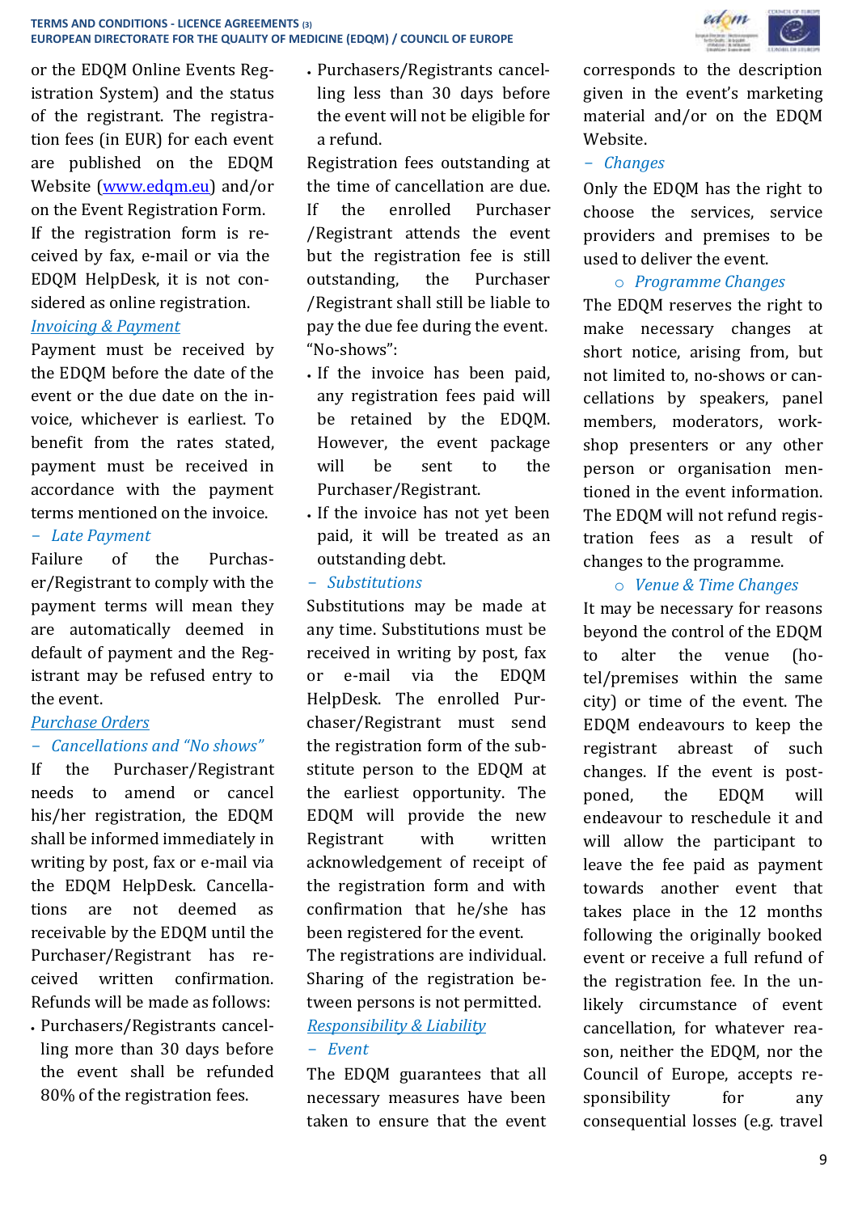or the EDQM Online Events Registration System) and the status of the registrant. The registration fees (in EUR) for each event are published on the EDQM Website ([www.edqm.eu](http://www.edqm.eu)) and/or on the Event Registration Form.

If the registration form is received by fax, e-mail or via the EDQM HelpDesk, it is not considered as online registration.

### *Invoicing & Payment*

Payment must be received by the EDQM before the date of the event or the due date on the invoice, whichever is earliest. To benefit from the rates stated, payment must be received in accordance with the payment terms mentioned on the invoice.

#### – *Late Payment*

Failure of the Purchaser/Registrant to comply with the payment terms will mean they are automatically deemed in default of payment and the Registrant may be refused entry to the event.

### *Purchase Orders*

#### – *Cancellations and "No shows"*

If the Purchaser/Registrant needs to amend or cancel his/her registration, the EDQM shall be informed immediately in writing by post, fax or e-mail via the EDQM HelpDesk. Cancellations are not deemed as receivable by the EDQM until the Purchaser/Registrant has received written confirmation. Refunds will be made as follows:

- Purchasers/Registrants cancelling more than 30 days before the event shall be refunded 80% of the registration fees.
- Purchasers/Registrants cancelling less than 30 days before the event will not be eligible for a refund.

Registration fees outstanding at the time of cancellation are due.

If the enrolled Purchaser /Registrant attends the event but the registration fee is still outstanding, the Purchaser /Registrant shall still be liable to pay the due fee during the event.

"No-shows":

- If the invoice has been paid, any registration fees paid will be retained by the EDQM. However, the event package will be sent to the Purchaser/Registrant.
- If the invoice has not yet been paid, it will be treated as an outstanding debt.

#### – *Substitutions*

Substitutions may be made at any time. Substitutions must be received in writing by post, fax or e-mail via the EDQM HelpDesk. The enrolled Purchaser/Registrant must send the registration form of the substitute person to the EDQM at the earliest opportunity. The EDQM will provide the new Registrant with written acknowledgement of receipt of the registration form and with confirmation that he/she has been registered for the event.

The registrations are individual. Sharing of the registration between persons is not permitted.

### *Responsibility & Liability*

#### – *Event*

The EDQM guarantees that all necessary measures have been taken to ensure that the event corresponds to the description given in the event's marketing material and/or on the EDQM Website.

#### – *Changes*

Only the EDQM has the right to choose the services, service providers and premises to be used to deliver the event.

##### ○ *Programme Changes*

The EDQM reserves the right to make necessary changes at short notice, arising from, but not limited to, no-shows or cancellations by speakers, panel members, moderators, workshop presenters or any other person or organisation mentioned in the event information. The EDQM will not refund registration fees as a result of changes to the programme.

##### ○ *Venue & Time Changes*

It may be necessary for reasons beyond the control of the EDQM to alter the venue (hotel/premises within the same city) or time of the event. The EDQM endeavours to keep the registrant abreast of such changes. If the event is postponed, the EDQM will endeavour to reschedule it and will allow the participant to leave the fee paid as payment towards another event that takes place in the 12 months following the originally booked event or receive a full refund of the registration fee. In the unlikely circumstance of event cancellation, for whatever reason, neither the EDQM, nor the Council of Europe, accepts responsibility for any consequential losses (e.g. travel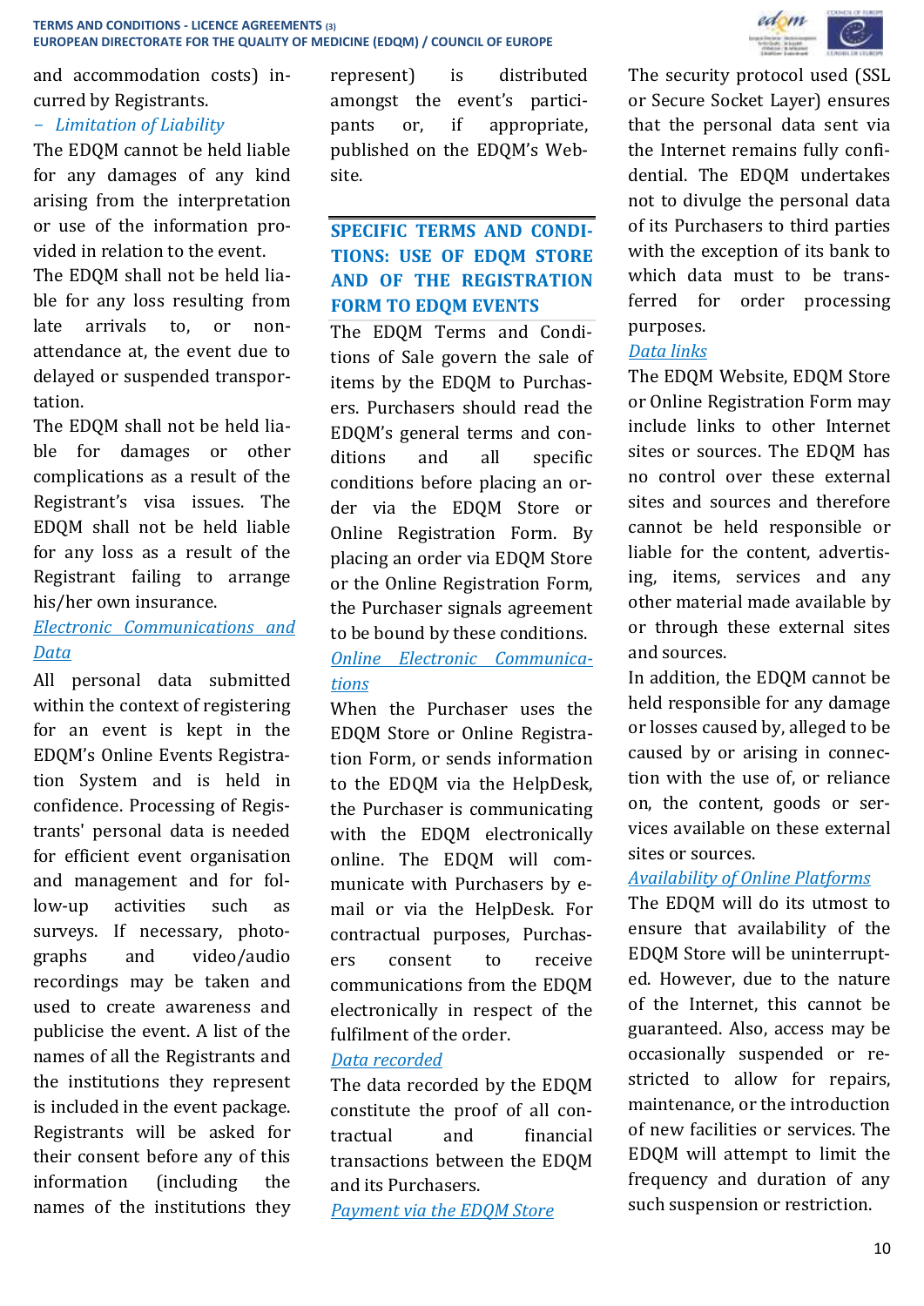and accommodation costs) incurred by Registrants.

– *Limitation of Liability*

The EDQM cannot be held liable for any damages of any kind arising from the interpretation or use of the information provided in relation to the event.

The EDQM shall not be held liable for any loss resulting from late arrivals to, or non-attendance at, the event due to delayed or suspended transportation.

The EDQM shall not be held liable for damages or other complications as a result of the Registrant's visa issues. The EDQM shall not be held liable for any loss as a result of the Registrant failing to arrange his/her own insurance.

*Electronic Communications and Data*

All personal data submitted within the context of registering for an event is kept in the EDQM's Online Events Registration System and is held in confidence. Processing of Registrants' personal data is needed for efficient event organisation and management and for follow-up activities such as surveys. If necessary, photographs and video/audio recordings may be taken and used to create awareness and publicise the event. A list of the names of all the Registrants and the institutions they represent is included in the event package. Registrants will be asked for their consent before any of this information (including the names of the institutions they represent) is distributed amongst the event's participants or, if appropriate, published on the EDQM's Website.

## SPECIFIC TERMS AND CONDITIONS: USE OF EDQM STORE AND OF THE REGISTRATION FORM TO EDQM EVENTS

The EDQM Terms and Conditions of Sale govern the sale of items by the EDQM to Purchasers. Purchasers should read the EDQM's general terms and conditions and all specific conditions before placing an order via the EDQM Store or Online Registration Form. By placing an order via EDQM Store or the Online Registration Form, the Purchaser signals agreement to be bound by these conditions.

*Online Electronic Communications*

When the Purchaser uses the EDQM Store or Online Registration Form, or sends information to the EDQM via the HelpDesk, the Purchaser is communicating with the EDQM electronically online. The EDQM will communicate with Purchasers by e-mail or via the HelpDesk. For contractual purposes, Purchasers consent to receive communications from the EDQM electronically in respect of the fulfilment of the order.

*Data recorded*

The data recorded by the EDQM constitute the proof of all contractual and financial transactions between the EDQM and its Purchasers.

*Payment via the EDQM Store*

The security protocol used (SSL or Secure Socket Layer) ensures that the personal data sent via the Internet remains fully confidential. The EDQM undertakes not to divulge the personal data of its Purchasers to third parties with the exception of its bank to which data must to be transferred for order processing purposes.

*Data links*

The EDQM Website, EDQM Store or Online Registration Form may include links to other Internet sites or sources. The EDQM has no control over these external sites and sources and therefore cannot be held responsible or liable for the content, advertising, items, services and any other material made available by or through these external sites and sources.

In addition, the EDQM cannot be held responsible for any damage or losses caused by, alleged to be caused by or arising in connection with the use of, or reliance on, the content, goods or services available on these external sites or sources.

*Availability of Online Platforms*

The EDQM will do its utmost to ensure that availability of the EDQM Store will be uninterrupted. However, due to the nature of the Internet, this cannot be guaranteed. Also, access may be occasionally suspended or restricted to allow for repairs, maintenance, or the introduction of new facilities or services. The EDQM will attempt to limit the frequency and duration of any such suspension or restriction.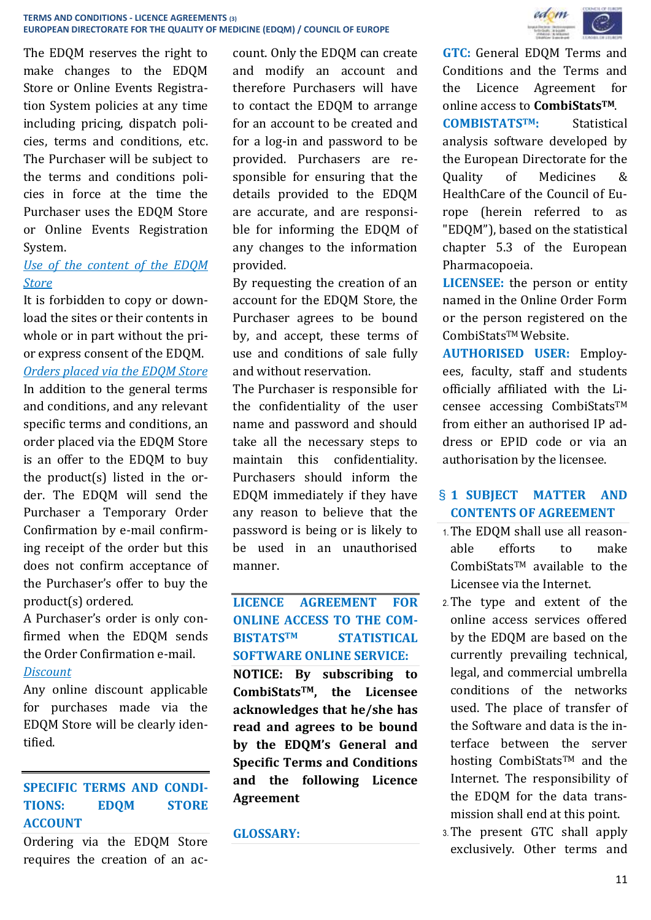The EDQM reserves the right to make changes to the EDQM Store or Online Events Registration System policies at any time including pricing, dispatch policies, terms and conditions, etc. The Purchaser will be subject to the terms and conditions policies in force at the time the Purchaser uses the EDQM Store or Online Events Registration System.

*Use of the content of the EDQM Store*

It is forbidden to copy or download the sites or their contents in whole or in part without the prior express consent of the EDQM.

*Orders placed via the EDQM Store*

In addition to the general terms and conditions, and any relevant specific terms and conditions, an order placed via the EDQM Store is an offer to the EDQM to buy the product(s) listed in the order. The EDQM will send the Purchaser a Temporary Order Confirmation by e-mail confirming receipt of the order but this does not confirm acceptance of the Purchaser's offer to buy the product(s) ordered.

A Purchaser's order is only confirmed when the EDQM sends the Order Confirmation e-mail.

*Discount*

Any online discount applicable for purchases made via the EDQM Store will be clearly identified.

## SPECIFIC TERMS AND CONDITIONS: EDQM STORE ACCOUNT

Ordering via the EDQM Store requires the creation of an account. Only the EDQM can create and modify an account and therefore Purchasers will have to contact the EDQM to arrange for an account to be created and for a log-in and password to be provided. Purchasers are responsible for ensuring that the details provided to the EDQM are accurate, and are responsible for informing the EDQM of any changes to the information provided.

By requesting the creation of an account for the EDQM Store, the Purchaser agrees to be bound by, and accept, these terms of use and conditions of sale fully and without reservation.

The Purchaser is responsible for the confidentiality of the user name and password and should take all the necessary steps to maintain this confidentiality. Purchasers should inform the EDQM immediately if they have any reason to believe that the password is being or is likely to be used in an unauthorised manner.

## LICENCE AGREEMENT FOR ONLINE ACCESS TO THE COMBISTATS™ STATISTICAL SOFTWARE ONLINE SERVICE:

**NOTICE: By subscribing to CombiStats™, the Licensee acknowledges that he/she has read and agrees to be bound by the EDQM's General and Specific Terms and Conditions and the following Licence Agreement**

## GLOSSARY:

**GTC:** General EDQM Terms and Conditions and the Terms and the Licence Agreement for online access to **CombiStats™**.

**COMBISTATS™:** Statistical analysis software developed by the European Directorate for the Quality of Medicines & HealthCare of the Council of Europe (herein referred to as "EDQM"), based on the statistical chapter 5.3 of the European Pharmacopoeia.

**LICENSEE:** the person or entity named in the Online Order Form or the person registered on the CombiStats™ Website.

**AUTHORISED USER:** Employees, faculty, staff and students officially affiliated with the Licensee accessing CombiStats™ from either an authorised IP address or EPID code or via an authorisation by the licensee.

## § 1 SUBJECT MATTER AND CONTENTS OF AGREEMENT

1. The EDQM shall use all reasonable efforts to make CombiStats™ available to the Licensee via the Internet.
2. The type and extent of the online access services offered by the EDQM are based on the currently prevailing technical, legal, and commercial umbrella conditions of the networks used. The place of transfer of the Software and data is the interface between the server hosting CombiStats™ and the Internet. The responsibility of the EDQM for the data transmission shall end at this point.
3. The present GTC shall apply exclusively. Other terms and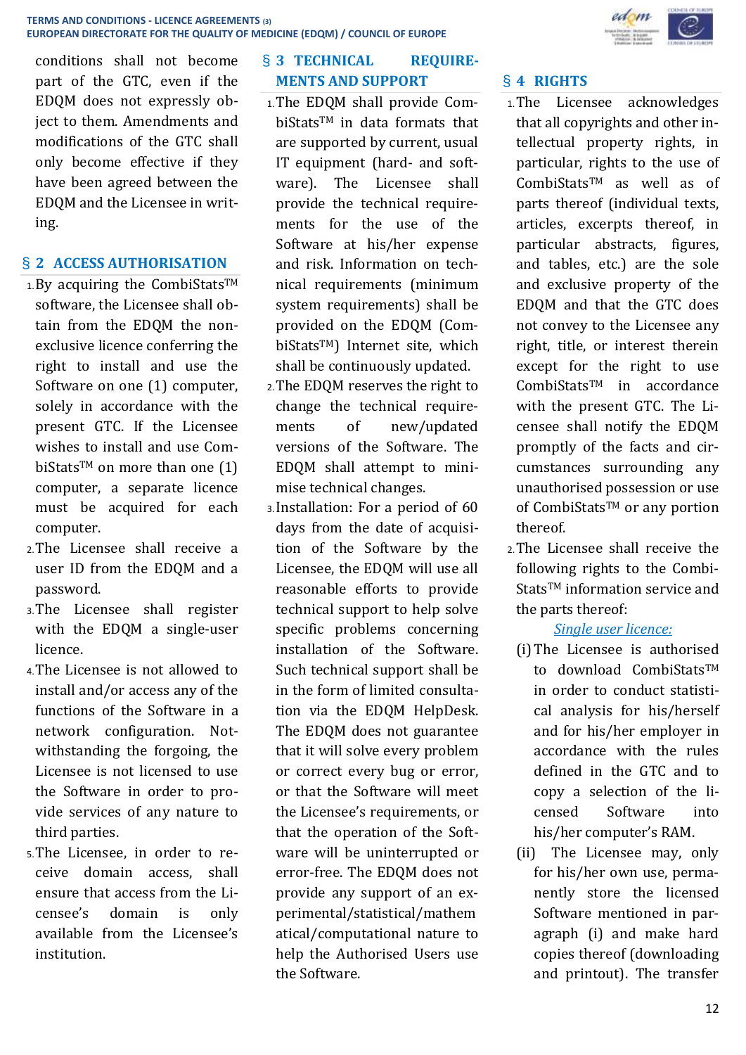conditions shall not become part of the GTC, even if the EDQM does not expressly object to them. Amendments and modifications of the GTC shall only become effective if they have been agreed between the EDQM and the Licensee in writing.

## § 2 ACCESS AUTHORISATION

1. By acquiring the CombiStats™ software, the Licensee shall obtain from the EDQM the non-exclusive licence conferring the right to install and use the Software on one (1) computer, solely in accordance with the present GTC. If the Licensee wishes to install and use CombiStats™ on more than one (1) computer, a separate licence must be acquired for each computer.
2. The Licensee shall receive a user ID from the EDQM and a password.
3. The Licensee shall register with the EDQM a single-user licence.
4. The Licensee is not allowed to install and/or access any of the functions of the Software in a network configuration. Notwithstanding the forgoing, the Licensee is not licensed to use the Software in order to provide services of any nature to third parties.
5. The Licensee, in order to receive domain access, shall ensure that access from the Licensee's domain is only available from the Licensee's institution.

## § 3 TECHNICAL REQUIREMENTS AND SUPPORT

1. The EDQM shall provide CombiStats™ in data formats that are supported by current, usual IT equipment (hard- and software). The Licensee shall provide the technical requirements for the use of the Software at his/her expense and risk. Information on technical requirements (minimum system requirements) shall be provided on the EDQM (CombiStats™) Internet site, which shall be continuously updated.
2. The EDQM reserves the right to change the technical requirements of new/updated versions of the Software. The EDQM shall attempt to minimise technical changes.
3. Installation: For a period of 60 days from the date of acquisition of the Software by the Licensee, the EDQM will use all reasonable efforts to provide technical support to help solve specific problems concerning installation of the Software. Such technical support shall be in the form of limited consultation via the EDQM HelpDesk. The EDQM does not guarantee that it will solve every problem or correct every bug or error, or that the Software will meet the Licensee's requirements, or that the operation of the Software will be uninterrupted or error-free. The EDQM does not provide any support of an experimental/statistical/mathematical/computational nature to help the Authorised Users use the Software.

## § 4 RIGHTS

1. The Licensee acknowledges that all copyrights and other intellectual property rights, in particular, rights to the use of CombiStats™ as well as of parts thereof (individual texts, articles, excerpts thereof, in particular abstracts, figures, and tables, etc.) are the sole and exclusive property of the EDQM and that the GTC does not convey to the Licensee any right, title, or interest therein except for the right to use CombiStats™ in accordance with the present GTC. The Licensee shall notify the EDQM promptly of the facts and circumstances surrounding any unauthorised possession or use of CombiStats™ or any portion thereof.
2. The Licensee shall receive the following rights to the CombiStats™ information service and the parts thereof:

   *Single user licence:*

   (i) The Licensee is authorised to download CombiStats™ in order to conduct statistical analysis for his/herself and for his/her employer in accordance with the rules defined in the GTC and to copy a selection of the licensed Software into his/her computer's RAM.

   (ii) The Licensee may, only for his/her own use, permanently store the licensed Software mentioned in paragraph (i) and make hard copies thereof (downloading and printout). The transfer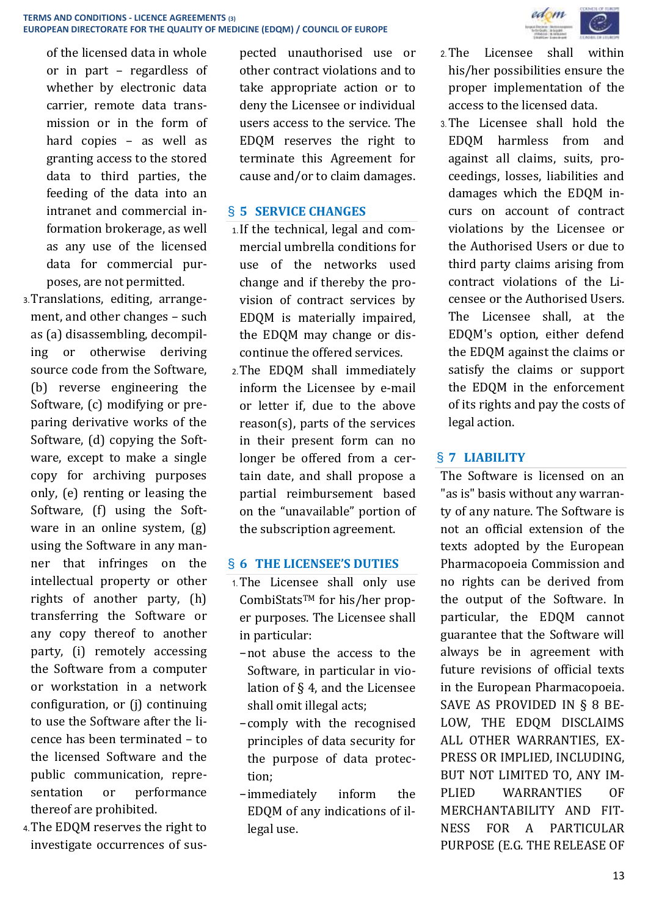of the licensed data in whole or in part – regardless of whether by electronic data carrier, remote data transmission or in the form of hard copies – as well as granting access to the stored data to third parties, the feeding of the data into an intranet and commercial information brokerage, as well as any use of the licensed data for commercial purposes, are not permitted.

3. Translations, editing, arrangement, and other changes – such as (a) disassembling, decompiling or otherwise deriving source code from the Software, (b) reverse engineering the Software, (c) modifying or preparing derivative works of the Software, (d) copying the Software, except to make a single copy for archiving purposes only, (e) renting or leasing the Software, (f) using the Software in an online system, (g) using the Software in any manner that infringes on the intellectual property or other rights of another party, (h) transferring the Software or any copy thereof to another party, (i) remotely accessing the Software from a computer or workstation in a network configuration, or (j) continuing to use the Software after the licence has been terminated – to the licensed Software and the public communication, representation or performance thereof are prohibited.

4. The EDQM reserves the right to investigate occurrences of suspected unauthorised use or other contract violations and to take appropriate action or to deny the Licensee or individual users access to the service. The EDQM reserves the right to terminate this Agreement for cause and/or to claim damages.

## § 5 SERVICE CHANGES

1. If the technical, legal and commercial umbrella conditions for use of the networks used change and if thereby the provision of contract services by EDQM is materially impaired, the EDQM may change or discontinue the offered services.

2. The EDQM shall immediately inform the Licensee by e-mail or letter if, due to the above reason(s), parts of the services in their present form can no longer be offered from a certain date, and shall propose a partial reimbursement based on the “unavailable” portion of the subscription agreement.

## § 6 THE LICENSEE’S DUTIES

1. The Licensee shall only use CombiStats™ for his/her proper purposes. The Licensee shall in particular:
   - not abuse the access to the Software, in particular in violation of § 4, and the Licensee shall omit illegal acts;
   - comply with the recognised principles of data security for the purpose of data protection;
   - immediately inform the EDQM of any indications of illegal use.

2. The Licensee shall within his/her possibilities ensure the proper implementation of the access to the licensed data.

3. The Licensee shall hold the EDQM harmless from and against all claims, suits, proceedings, losses, liabilities and damages which the EDQM incurs on account of contract violations by the Licensee or the Authorised Users or due to third party claims arising from contract violations of the Licensee or the Authorised Users. The Licensee shall, at the EDQM's option, either defend the EDQM against the claims or satisfy the claims or support the EDQM in the enforcement of its rights and pay the costs of legal action.

## § 7 LIABILITY

The Software is licensed on an "as is" basis without any warranty of any nature. The Software is not an official extension of the texts adopted by the European Pharmacopoeia Commission and no rights can be derived from the output of the Software. In particular, the EDQM cannot guarantee that the Software will always be in agreement with future revisions of official texts in the European Pharmacopoeia. SAVE AS PROVIDED IN § 8 BELOW, THE EDQM DISCLAIMS ALL OTHER WARRANTIES, EXPRESS OR IMPLIED, INCLUDING, BUT NOT LIMITED TO, ANY IMPLIED WARRANTIES OF MERCHANTABILITY AND FITNESS FOR A PARTICULAR PURPOSE (E.G. THE RELEASE OF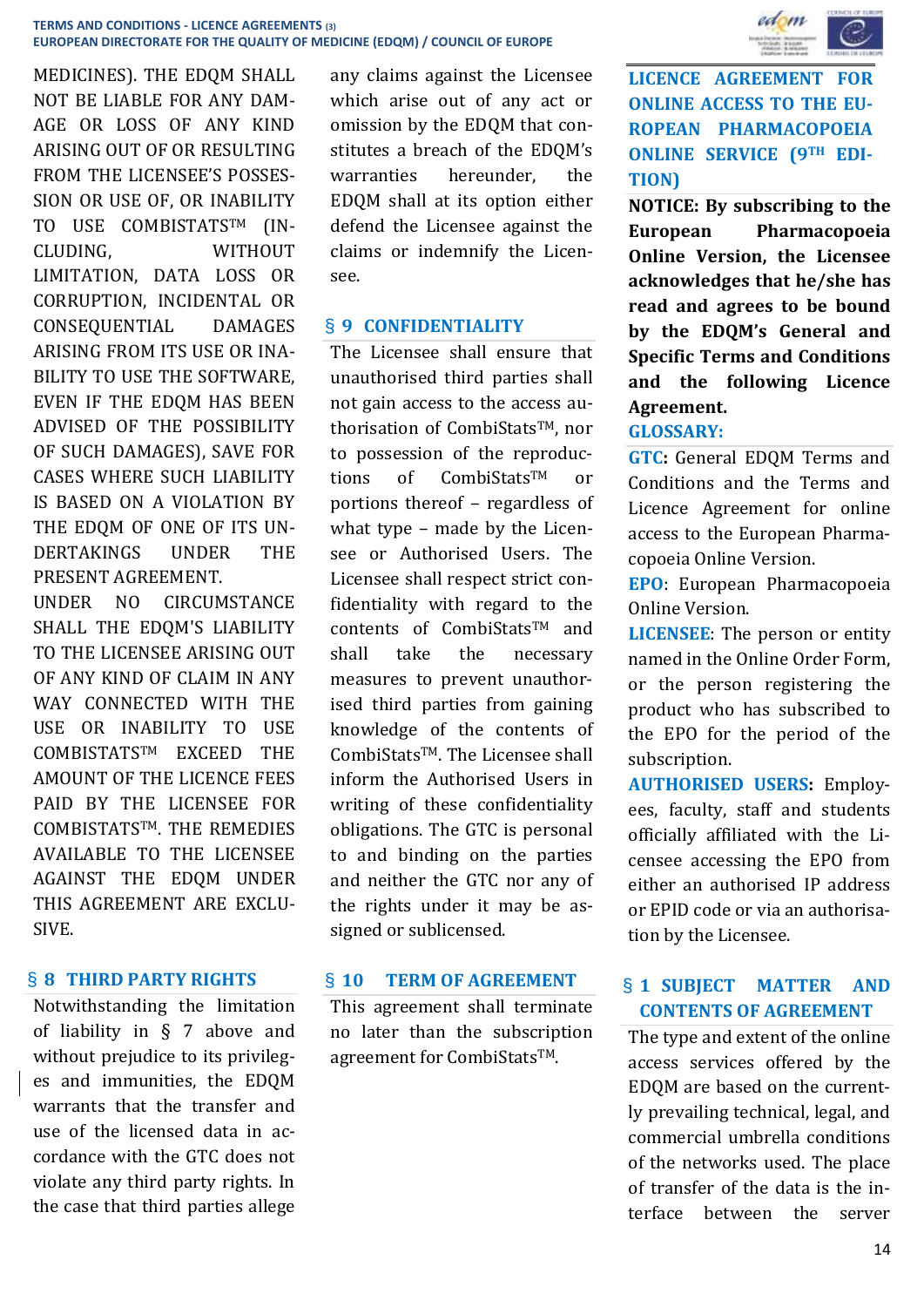MEDICINES). THE EDQM SHALL NOT BE LIABLE FOR ANY DAMAGE OR LOSS OF ANY KIND ARISING OUT OF OR RESULTING FROM THE LICENSEE'S POSSESSION OR USE OF, OR INABILITY TO USE COMBISTATS™ (INCLUDING, WITHOUT LIMITATION, DATA LOSS OR CORRUPTION, INCIDENTAL OR CONSEQUENTIAL DAMAGES ARISING FROM ITS USE OR INABILITY TO USE THE SOFTWARE, EVEN IF THE EDQM HAS BEEN ADVISED OF THE POSSIBILITY OF SUCH DAMAGES), SAVE FOR CASES WHERE SUCH LIABILITY IS BASED ON A VIOLATION BY THE EDQM OF ONE OF ITS UNDERTAKINGS UNDER THE PRESENT AGREEMENT.

UNDER NO CIRCUMSTANCE SHALL THE EDQM'S LIABILITY TO THE LICENSEE ARISING OUT OF ANY KIND OF CLAIM IN ANY WAY CONNECTED WITH THE USE OR INABILITY TO USE COMBISTATS™ EXCEED THE AMOUNT OF THE LICENCE FEES PAID BY THE LICENSEE FOR COMBISTATS™. THE REMEDIES AVAILABLE TO THE LICENSEE AGAINST THE EDQM UNDER THIS AGREEMENT ARE EXCLUSIVE.

## § 8 THIRD PARTY RIGHTS

Notwithstanding the limitation of liability in § 7 above and without prejudice to its privileges and immunities, the EDQM warrants that the transfer and use of the licensed data in accordance with the GTC does not violate any third party rights. In the case that third parties allege any claims against the Licensee which arise out of any act or omission by the EDQM that constitutes a breach of the EDQM's warranties hereunder, the EDQM shall at its option either defend the Licensee against the claims or indemnify the Licensee.

## § 9 CONFIDENTIALITY

The Licensee shall ensure that unauthorised third parties shall not gain access to the access authorisation of CombiStats™, nor to possession of the reproductions of CombiStats™ or portions thereof – regardless of what type – made by the Licensee or Authorised Users. The Licensee shall respect strict confidentiality with regard to the contents of CombiStats™ and shall take the necessary measures to prevent unauthorised third parties from gaining knowledge of the contents of CombiStats™. The Licensee shall inform the Authorised Users in writing of these confidentiality obligations. The GTC is personal to and binding on the parties and neither the GTC nor any of the rights under it may be assigned or sublicensed.

## § 10 TERM OF AGREEMENT

This agreement shall terminate no later than the subscription agreement for CombiStats™.

# LICENCE AGREEMENT FOR ONLINE ACCESS TO THE EUROPEAN PHARMACOPOEIA ONLINE SERVICE (9TH EDITION)

**NOTICE: By subscribing to the European Pharmacopoeia Online Version, the Licensee acknowledges that he/she has read and agrees to be bound by the EDQM's General and Specific Terms and Conditions and the following Licence Agreement.**

## GLOSSARY:

**GTC**: General EDQM Terms and Conditions and the Terms and Licence Agreement for online access to the European Pharmacopoeia Online Version.

**EPO**: European Pharmacopoeia Online Version.

**LICENSEE**: The person or entity named in the Online Order Form, or the person registering the product who has subscribed to the EPO for the period of the subscription.

**AUTHORISED USERS**: Employees, faculty, staff and students officially affiliated with the Licensee accessing the EPO from either an authorised IP address or EPID code or via an authorisation by the Licensee.

## § 1 SUBJECT MATTER AND CONTENTS OF AGREEMENT

The type and extent of the online access services offered by the EDQM are based on the currently prevailing technical, legal, and commercial umbrella conditions of the networks used. The place of transfer of the data is the interface between the server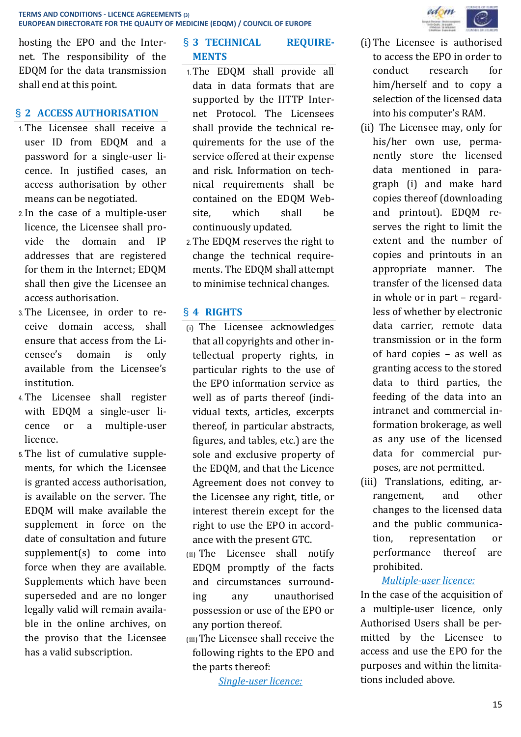hosting the EPO and the Internet. The responsibility of the EDQM for the data transmission shall end at this point.

## § 2 ACCESS AUTHORISATION

1. The Licensee shall receive a user ID from EDQM and a password for a single-user licence. In justified cases, an access authorisation by other means can be negotiated.
2. In the case of a multiple-user licence, the Licensee shall provide the domain and IP addresses that are registered for them in the Internet; EDQM shall then give the Licensee an access authorisation.
3. The Licensee, in order to receive domain access, shall ensure that access from the Licensee's domain is only available from the Licensee's institution.
4. The Licensee shall register with EDQM a single-user licence or a multiple-user licence.
5. The list of cumulative supplements, for which the Licensee is granted access authorisation, is available on the server. The EDQM will make available the supplement in force on the date of consultation and future supplement(s) to come into force when they are available. Supplements which have been superseded and are no longer legally valid will remain available in the online archives, on the proviso that the Licensee has a valid subscription.

## § 3 TECHNICAL REQUIREMENTS

1. The EDQM shall provide all data in data formats that are supported by the HTTP Internet Protocol. The Licensees shall provide the technical requirements for the use of the service offered at their expense and risk. Information on technical requirements shall be contained on the EDQM Website, which shall be continuously updated.
2. The EDQM reserves the right to change the technical requirements. The EDQM shall attempt to minimise technical changes.

## § 4 RIGHTS

(i) The Licensee acknowledges that all copyrights and other intellectual property rights, in particular rights to the use of the EPO information service as well as of parts thereof (individual texts, articles, excerpts thereof, in particular abstracts, figures, and tables, etc.) are the sole and exclusive property of the EDQM, and that the Licence Agreement does not convey to the Licensee any right, title, or interest therein except for the right to use the EPO in accordance with the present GTC.

(ii) The Licensee shall notify EDQM promptly of the facts and circumstances surrounding any unauthorised possession or use of the EPO or any portion thereof.

(iii) The Licensee shall receive the following rights to the EPO and the parts thereof:

*Single-user licence:*

(i) The Licensee is authorised to access the EPO in order to conduct research for him/herself and to copy a selection of the licensed data into his computer's RAM.

(ii) The Licensee may, only for his/her own use, permanently store the licensed data mentioned in paragraph (i) and make hard copies thereof (downloading and printout). EDQM reserves the right to limit the extent and the number of copies and printouts in an appropriate manner. The transfer of the licensed data in whole or in part – regardless of whether by electronic data carrier, remote data transmission or in the form of hard copies – as well as granting access to the stored data to third parties, the feeding of the data into an intranet and commercial information brokerage, as well as any use of the licensed data for commercial purposes, are not permitted.

(iii) Translations, editing, arrangement, and other changes to the licensed data and the public communication, representation or performance thereof are prohibited.

*Multiple-user licence:*

In the case of the acquisition of a multiple-user licence, only Authorised Users shall be permitted by the Licensee to access and use the EPO for the purposes and within the limitations included above.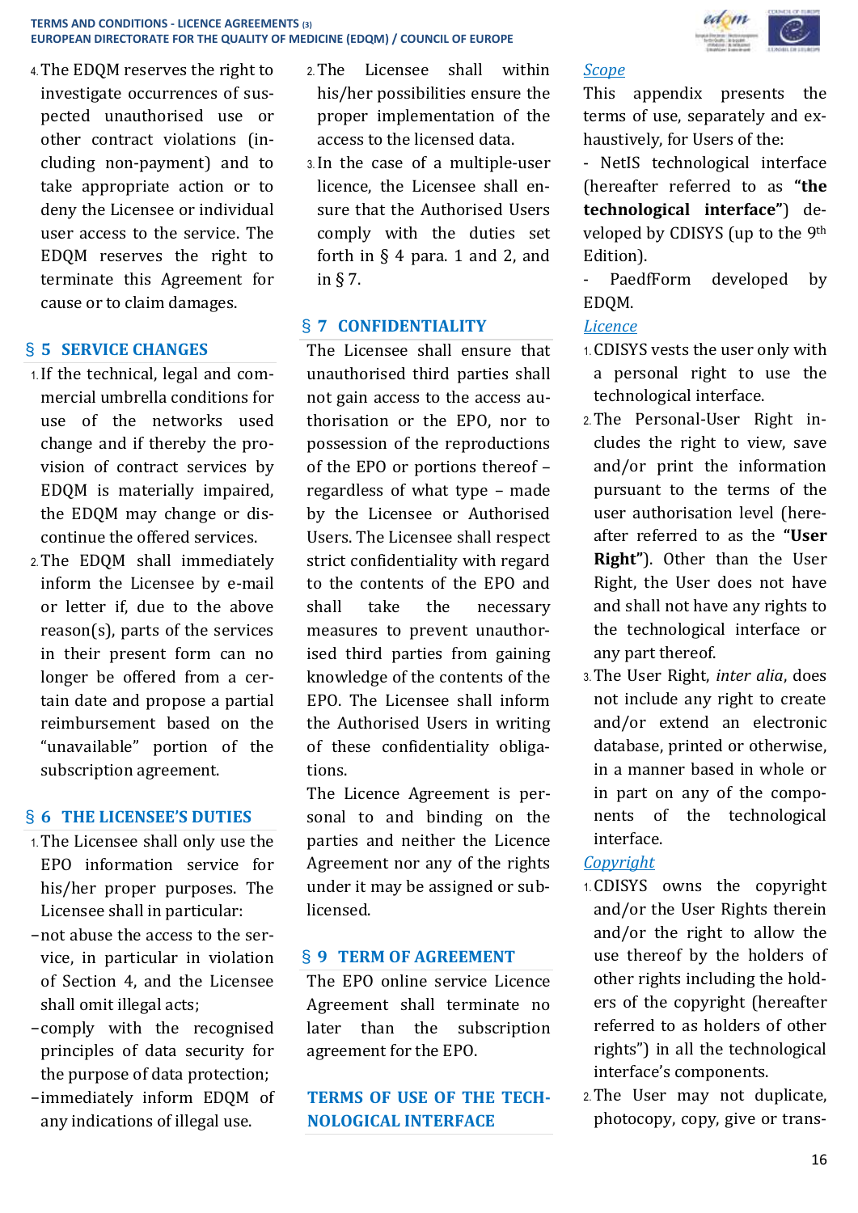4. The EDQM reserves the right to investigate occurrences of suspected unauthorised use or other contract violations (including non-payment) and to take appropriate action or to deny the Licensee or individual user access to the service. The EDQM reserves the right to terminate this Agreement for cause or to claim damages.

## § 5 SERVICE CHANGES

1. If the technical, legal and commercial umbrella conditions for use of the networks used change and if thereby the provision of contract services by EDQM is materially impaired, the EDQM may change or discontinue the offered services.
2. The EDQM shall immediately inform the Licensee by e-mail or letter if, due to the above reason(s), parts of the services in their present form can no longer be offered from a certain date and propose a partial reimbursement based on the "unavailable" portion of the subscription agreement.

## § 6 THE LICENSEE'S DUTIES

1. The Licensee shall only use the EPO information service for his/her proper purposes. The Licensee shall in particular:
   - not abuse the access to the service, in particular in violation of Section 4, and the Licensee shall omit illegal acts;
   - comply with the recognised principles of data security for the purpose of data protection;
   - immediately inform EDQM of any indications of illegal use.
2. The Licensee shall within his/her possibilities ensure the proper implementation of the access to the licensed data.
3. In the case of a multiple-user licence, the Licensee shall ensure that the Authorised Users comply with the duties set forth in § 4 para. 1 and 2, and in § 7.

## § 7 CONFIDENTIALITY

The Licensee shall ensure that unauthorised third parties shall not gain access to the access authorisation or the EPO, nor to possession of the reproductions of the EPO or portions thereof – regardless of what type – made by the Licensee or Authorised Users. The Licensee shall respect strict confidentiality with regard to the contents of the EPO and shall take the necessary measures to prevent unauthorised third parties from gaining knowledge of the contents of the EPO. The Licensee shall inform the Authorised Users in writing of these confidentiality obligations.

The Licence Agreement is personal to and binding on the parties and neither the Licence Agreement nor any of the rights under it may be assigned or sublicensed.

## § 9 TERM OF AGREEMENT

The EPO online service Licence Agreement shall terminate no later than the subscription agreement for the EPO.

## TERMS OF USE OF THE TECHNOLOGICAL INTERFACE

*Scope*

This appendix presents the terms of use, separately and exhaustively, for Users of the:

- NetIS technological interface (hereafter referred to as **"the technological interface"**) developed by CDISYS (up to the 9th Edition).
- PaedfForm developed by EDQM.

*Licence*

1. CDISYS vests the user only with a personal right to use the technological interface.
2. The Personal-User Right includes the right to view, save and/or print the information pursuant to the terms of the user authorisation level (hereafter referred to as the **"User Right"**). Other than the User Right, the User does not have and shall not have any rights to the technological interface or any part thereof.
3. The User Right, *inter alia*, does not include any right to create and/or extend an electronic database, printed or otherwise, in a manner based in whole or in part on any of the components of the technological interface.

*Copyright*

1. CDISYS owns the copyright and/or the User Rights therein and/or the right to allow the use thereof by the holders of other rights including the holders of the copyright (hereafter referred to as holders of other rights") in all the technological interface's components.
2. The User may not duplicate, photocopy, copy, give or trans-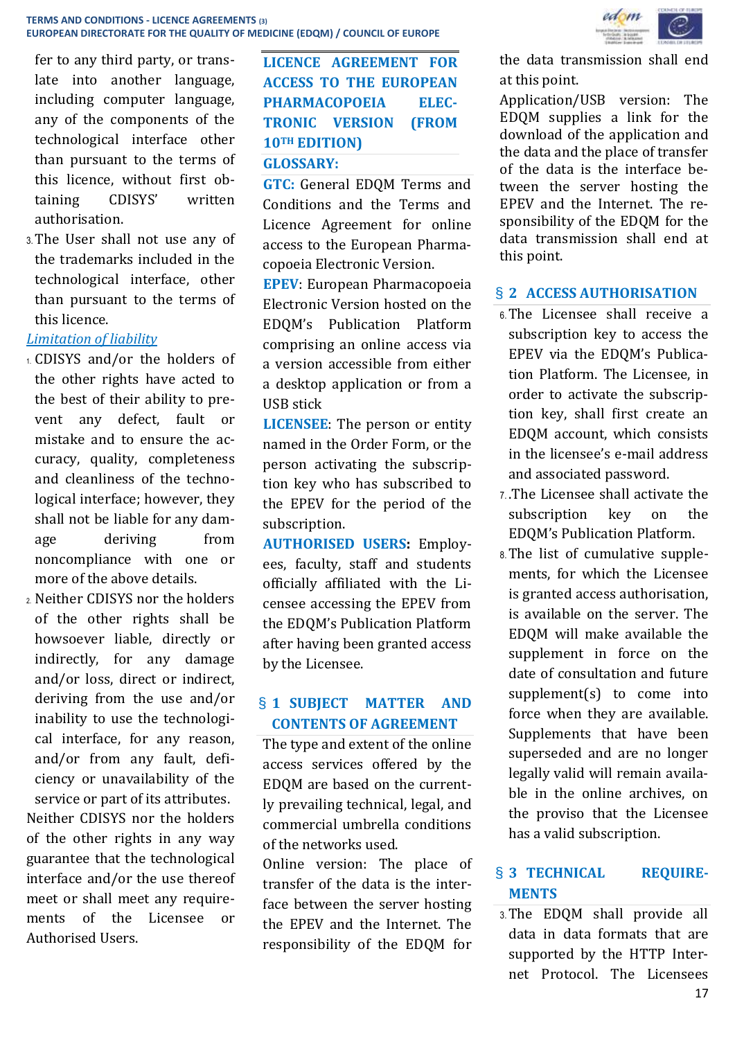fer to any third party, or translate into another language, including computer language, any of the components of the technological interface other than pursuant to the terms of this licence, without first obtaining CDISYS' written authorisation.

3. The User shall not use any of the trademarks included in the technological interface, other than pursuant to the terms of this licence.

*Limitation of liability*

1. CDISYS and/or the holders of the other rights have acted to the best of their ability to prevent any defect, fault or mistake and to ensure the accuracy, quality, completeness and cleanliness of the technological interface; however, they shall not be liable for any damage deriving from noncompliance with one or more of the above details.
2. Neither CDISYS nor the holders of the other rights shall be howsoever liable, directly or indirectly, for any damage and/or loss, direct or indirect, deriving from the use and/or inability to use the technological interface, for any reason, and/or from any fault, deficiency or unavailability of the service or part of its attributes.

Neither CDISYS nor the holders of the other rights in any way guarantee that the technological interface and/or the use thereof meet or shall meet any requirements of the Licensee or Authorised Users.

## LICENCE AGREEMENT FOR ACCESS TO THE EUROPEAN PHARMACOPOEIA ELECTRONIC VERSION (FROM 10TH EDITION)

### GLOSSARY:

**GTC:** General EDQM Terms and Conditions and the Terms and Licence Agreement for online access to the European Pharmacopoeia Electronic Version.

**EPEV**: European Pharmacopoeia Electronic Version hosted on the EDQM's Publication Platform comprising an online access via a version accessible from either a desktop application or from a USB stick

**LICENSEE**: The person or entity named in the Order Form, or the person activating the subscription key who has subscribed to the EPEV for the period of the subscription.

**AUTHORISED USERS:** Employees, faculty, staff and students officially affiliated with the Licensee accessing the EPEV from the EDQM's Publication Platform after having been granted access by the Licensee.

### § 1 SUBJECT MATTER AND CONTENTS OF AGREEMENT

The type and extent of the online access services offered by the EDQM are based on the currently prevailing technical, legal, and commercial umbrella conditions of the networks used.

Online version: The place of transfer of the data is the interface between the server hosting the EPEV and the Internet. The responsibility of the EDQM for the data transmission shall end at this point.

Application/USB version: The EDQM supplies a link for the download of the application and the data and the place of transfer of the data is the interface between the server hosting the EPEV and the Internet. The responsibility of the EDQM for the data transmission shall end at this point.

### § 2 ACCESS AUTHORISATION

6. The Licensee shall receive a subscription key to access the EPEV via the EDQM's Publication Platform. The Licensee, in order to activate the subscription key, shall first create an EDQM account, which consists in the licensee's e-mail address and associated password.
7. .The Licensee shall activate the subscription key on the EDQM's Publication Platform.
8. The list of cumulative supplements, for which the Licensee is granted access authorisation, is available on the server. The EDQM will make available the supplement in force on the date of consultation and future supplement(s) to come into force when they are available. Supplements that have been superseded and are no longer legally valid will remain available in the online archives, on the proviso that the Licensee has a valid subscription.

### § 3 TECHNICAL REQUIREMENTS

3. The EDQM shall provide all data in data formats that are supported by the HTTP Internet Protocol. The Licensees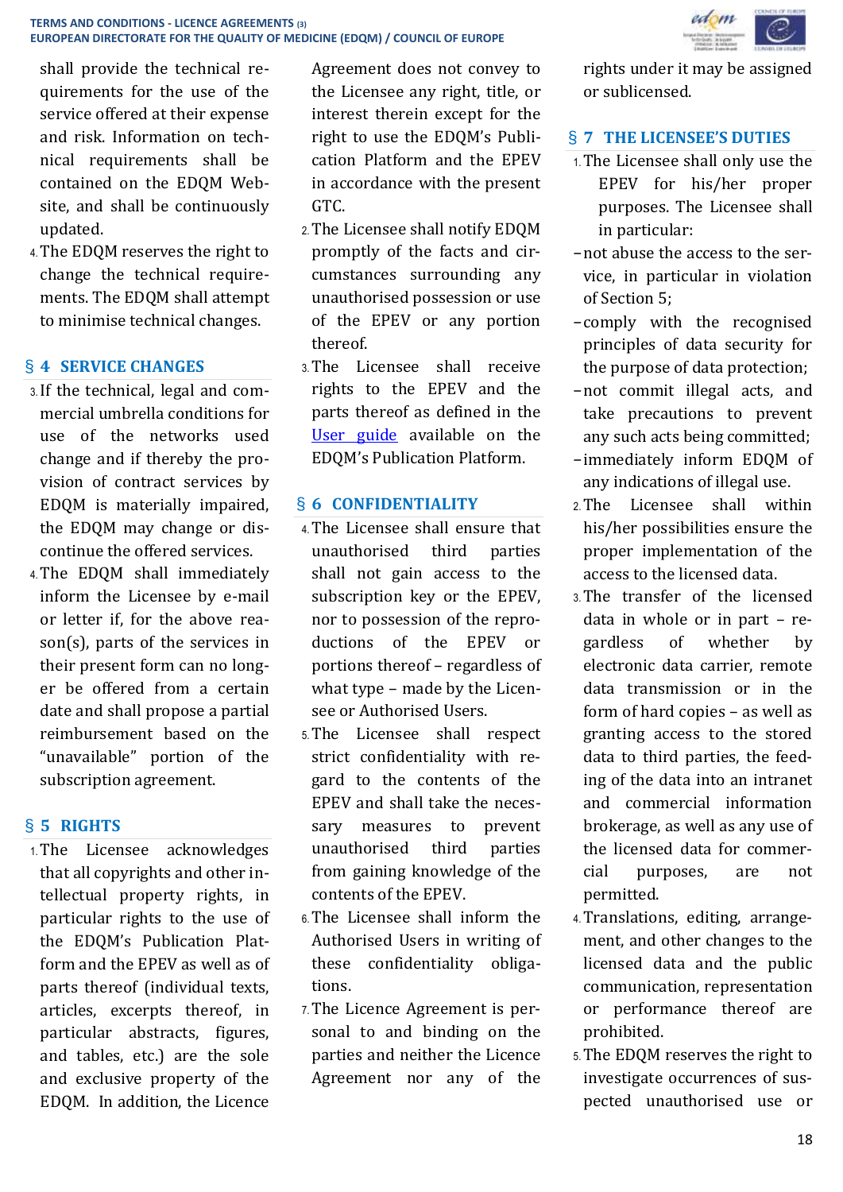shall provide the technical requirements for the use of the service offered at their expense and risk. Information on technical requirements shall be contained on the EDQM Website, and shall be continuously updated.

4. The EDQM reserves the right to change the technical requirements. The EDQM shall attempt to minimise technical changes.

## § 4 SERVICE CHANGES

3. If the technical, legal and commercial umbrella conditions for use of the networks used change and if thereby the provision of contract services by EDQM is materially impaired, the EDQM may change or discontinue the offered services.

4. The EDQM shall immediately inform the Licensee by e-mail or letter if, for the above reason(s), parts of the services in their present form can no longer be offered from a certain date and shall propose a partial reimbursement based on the "unavailable" portion of the subscription agreement.

## § 5 RIGHTS

1. The Licensee acknowledges that all copyrights and other intellectual property rights, in particular rights to the use of the EDQM's Publication Platform and the EPEV as well as of parts thereof (individual texts, articles, excerpts thereof, in particular abstracts, figures, and tables, etc.) are the sole and exclusive property of the EDQM. In addition, the Licence Agreement does not convey to the Licensee any right, title, or interest therein except for the right to use the EDQM's Publication Platform and the EPEV in accordance with the present GTC.

2. The Licensee shall notify EDQM promptly of the facts and circumstances surrounding any unauthorised possession or use of the EPEV or any portion thereof.

3. The Licensee shall receive rights to the EPEV and the parts thereof as defined in the User guide available on the EDQM's Publication Platform.

## § 6 CONFIDENTIALITY

4. The Licensee shall ensure that unauthorised third parties shall not gain access to the subscription key or the EPEV, nor to possession of the reproductions of the EPEV or portions thereof – regardless of what type – made by the Licensee or Authorised Users.

5. The Licensee shall respect strict confidentiality with regard to the contents of the EPEV and shall take the necessary measures to prevent unauthorised third parties from gaining knowledge of the contents of the EPEV.

6. The Licensee shall inform the Authorised Users in writing of these confidentiality obligations.

7. The Licence Agreement is personal to and binding on the parties and neither the Licence Agreement nor any of the rights under it may be assigned or sublicensed.

## § 7 THE LICENSEE'S DUTIES

1. The Licensee shall only use the EPEV for his/her proper purposes. The Licensee shall in particular:

- not abuse the access to the service, in particular in violation of Section 5;
- comply with the recognised principles of data security for the purpose of data protection;
- not commit illegal acts, and take precautions to prevent any such acts being committed;
- immediately inform EDQM of any indications of illegal use.

2. The Licensee shall within his/her possibilities ensure the proper implementation of the access to the licensed data.

3. The transfer of the licensed data in whole or in part – regardless of whether by electronic data carrier, remote data transmission or in the form of hard copies – as well as granting access to the stored data to third parties, the feeding of the data into an intranet and commercial information brokerage, as well as any use of the licensed data for commercial purposes, are not permitted.

4. Translations, editing, arrangement, and other changes to the licensed data and the public communication, representation or performance thereof are prohibited.

5. The EDQM reserves the right to investigate occurrences of suspected unauthorised use or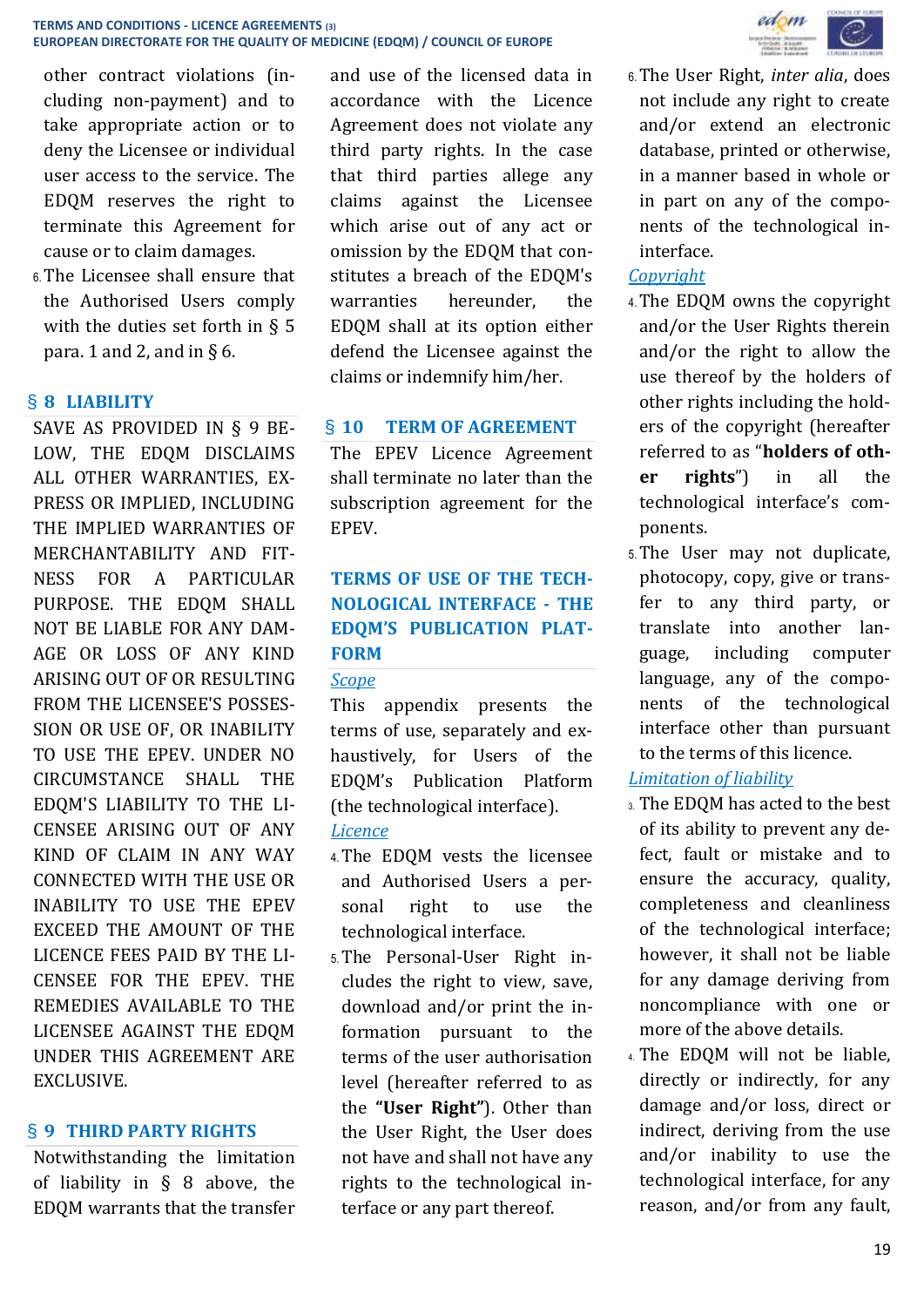other contract violations (including non-payment) and to take appropriate action or to deny the Licensee or individual user access to the service. The EDQM reserves the right to terminate this Agreement for cause or to claim damages.

6. The Licensee shall ensure that the Authorised Users comply with the duties set forth in § 5 para. 1 and 2, and in § 6.

## § 8 LIABILITY

SAVE AS PROVIDED IN § 9 BELOW, THE EDQM DISCLAIMS ALL OTHER WARRANTIES, EXPRESS OR IMPLIED, INCLUDING THE IMPLIED WARRANTIES OF MERCHANTABILITY AND FITNESS FOR A PARTICULAR PURPOSE. THE EDQM SHALL NOT BE LIABLE FOR ANY DAMAGE OR LOSS OF ANY KIND ARISING OUT OF OR RESULTING FROM THE LICENSEE'S POSSESSION OR USE OF, OR INABILITY TO USE THE EPEV. UNDER NO CIRCUMSTANCE SHALL THE EDQM'S LIABILITY TO THE LICENSEE ARISING OUT OF ANY KIND OF CLAIM IN ANY WAY CONNECTED WITH THE USE OR INABILITY TO USE THE EPEV EXCEED THE AMOUNT OF THE LICENCE FEES PAID BY THE LICENSEE FOR THE EPEV. THE REMEDIES AVAILABLE TO THE LICENSEE AGAINST THE EDQM UNDER THIS AGREEMENT ARE EXCLUSIVE.

## § 9 THIRD PARTY RIGHTS

Notwithstanding the limitation of liability in § 8 above, the EDQM warrants that the transfer and use of the licensed data in accordance with the Licence Agreement does not violate any third party rights. In the case that third parties allege any claims against the Licensee which arise out of any act or omission by the EDQM that constitutes a breach of the EDQM's warranties hereunder, the EDQM shall at its option either defend the Licensee against the claims or indemnify him/her.

## § 10 TERM OF AGREEMENT

The EPEV Licence Agreement shall terminate no later than the subscription agreement for the EPEV.

## TERMS OF USE OF THE TECHNOLOGICAL INTERFACE - THE EDQM'S PUBLICATION PLATFORM

*Scope*

This appendix presents the terms of use, separately and exhaustively, for Users of the EDQM's Publication Platform (the technological interface).

*Licence*

4. The EDQM vests the licensee and Authorised Users a personal right to use the technological interface.

5. The Personal-User Right includes the right to view, save, download and/or print the information pursuant to the terms of the user authorisation level (hereafter referred to as the **"User Right"**). Other than the User Right, the User does not have and shall not have any rights to the technological interface or any part thereof.

6. The User Right, *inter alia*, does not include any right to create and/or extend an electronic database, printed or otherwise, in a manner based in whole or in part on any of the components of the technological interface.

*Copyright*

4. The EDQM owns the copyright and/or the User Rights therein and/or the right to allow the use thereof by the holders of other rights including the holders of the copyright (hereafter referred to as "**holders of other rights**") in all the technological interface's components.

5. The User may not duplicate, photocopy, copy, give or transfer to any third party, or translate into another language, including computer language, any of the components of the technological interface other than pursuant to the terms of this licence.

*Limitation of liability*

3. The EDQM has acted to the best of its ability to prevent any defect, fault or mistake and to ensure the accuracy, quality, completeness and cleanliness of the technological interface; however, it shall not be liable for any damage deriving from noncompliance with one or more of the above details.

4. The EDQM will not be liable, directly or indirectly, for any damage and/or loss, direct or indirect, deriving from the use and/or inability to use the technological interface, for any reason, and/or from any fault,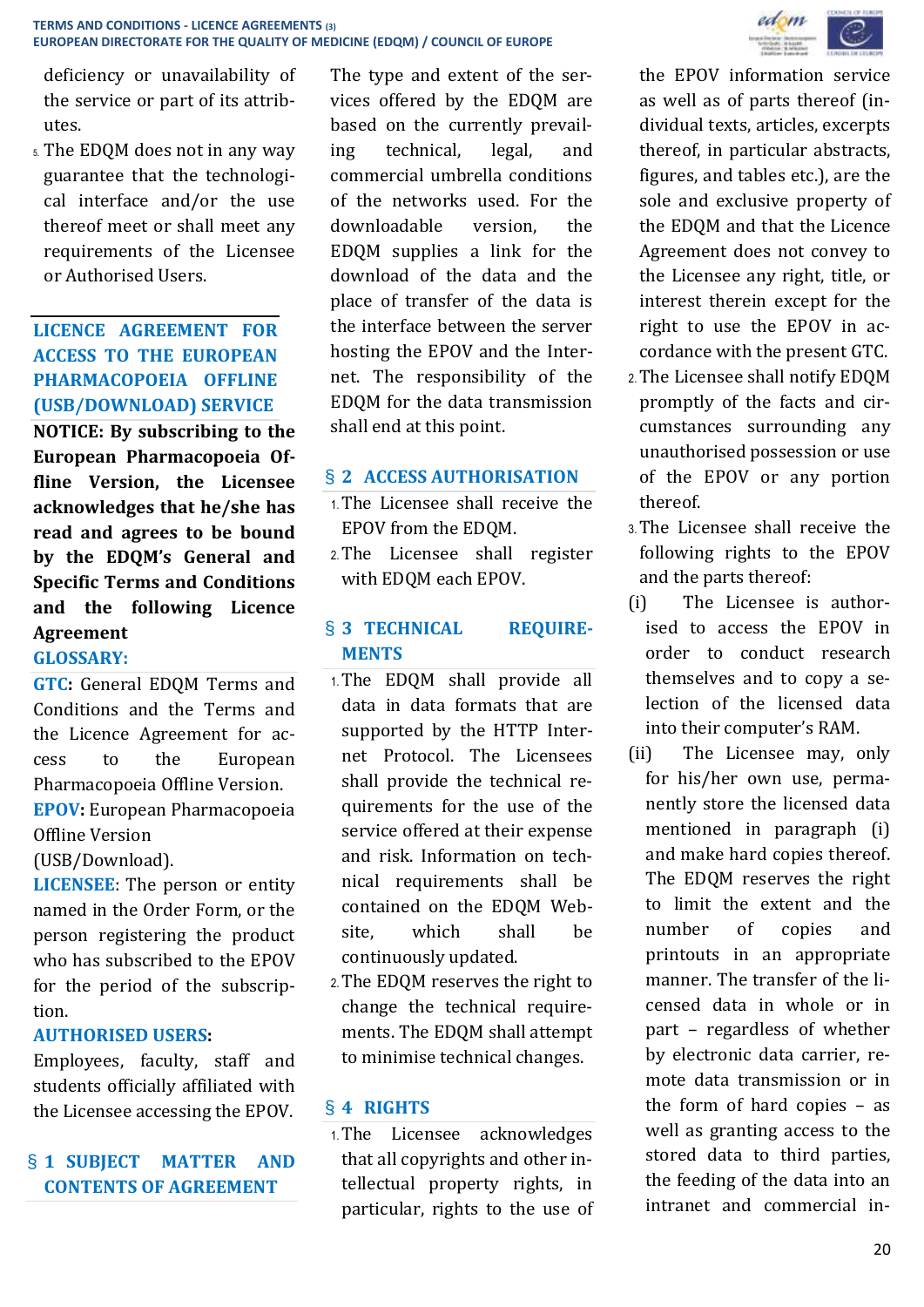deficiency or unavailability of the service or part of its attributes.

5. The EDQM does not in any way guarantee that the technological interface and/or the use thereof meet or shall meet any requirements of the Licensee or Authorised Users.

## LICENCE AGREEMENT FOR ACCESS TO THE EUROPEAN PHARMACOPOEIA OFFLINE (USB/DOWNLOAD) SERVICE

**NOTICE: By subscribing to the European Pharmacopoeia Offline Version, the Licensee acknowledges that he/she has read and agrees to be bound by the EDQM's General and Specific Terms and Conditions and the following Licence Agreement**

### GLOSSARY:

**GTC:** General EDQM Terms and Conditions and the Terms and the Licence Agreement for access to the European Pharmacopoeia Offline Version.

**EPOV:** European Pharmacopoeia Offline Version (USB/Download).

**LICENSEE**: The person or entity named in the Order Form, or the person registering the product who has subscribed to the EPOV for the period of the subscription.

**AUTHORISED USERS:** Employees, faculty, staff and students officially affiliated with the Licensee accessing the EPOV.

### § 1 SUBJECT MATTER AND CONTENTS OF AGREEMENT

The type and extent of the services offered by the EDQM are based on the currently prevailing technical, legal, and commercial umbrella conditions of the networks used. For the downloadable version, the EDQM supplies a link for the download of the data and the place of transfer of the data is the interface between the server hosting the EPOV and the Internet. The responsibility of the EDQM for the data transmission shall end at this point.

### § 2 ACCESS AUTHORISATION

1. The Licensee shall receive the EPOV from the EDQM.
2. The Licensee shall register with EDQM each EPOV.

### § 3 TECHNICAL REQUIREMENTS

1. The EDQM shall provide all data in data formats that are supported by the HTTP Internet Protocol. The Licensees shall provide the technical requirements for the use of the service offered at their expense and risk. Information on technical requirements shall be contained on the EDQM Website, which shall be continuously updated.
2. The EDQM reserves the right to change the technical requirements. The EDQM shall attempt to minimise technical changes.

### § 4 RIGHTS

1. The Licensee acknowledges that all copyrights and other intellectual property rights, in particular, rights to the use of the EPOV information service as well as of parts thereof (individual texts, articles, excerpts thereof, in particular abstracts, figures, and tables etc.), are the sole and exclusive property of the EDQM and that the Licence Agreement does not convey to the Licensee any right, title, or interest therein except for the right to use the EPOV in accordance with the present GTC.
2. The Licensee shall notify EDQM promptly of the facts and circumstances surrounding any unauthorised possession or use of the EPOV or any portion thereof.
3. The Licensee shall receive the following rights to the EPOV and the parts thereof:

(i) The Licensee is authorised to access the EPOV in order to conduct research themselves and to copy a selection of the licensed data into their computer's RAM.

(ii) The Licensee may, only for his/her own use, permanently store the licensed data mentioned in paragraph (i) and make hard copies thereof. The EDQM reserves the right to limit the extent and the number of copies and printouts in an appropriate manner. The transfer of the licensed data in whole or in part – regardless of whether by electronic data carrier, remote data transmission or in the form of hard copies – as well as granting access to the stored data to third parties, the feeding of the data into an intranet and commercial in-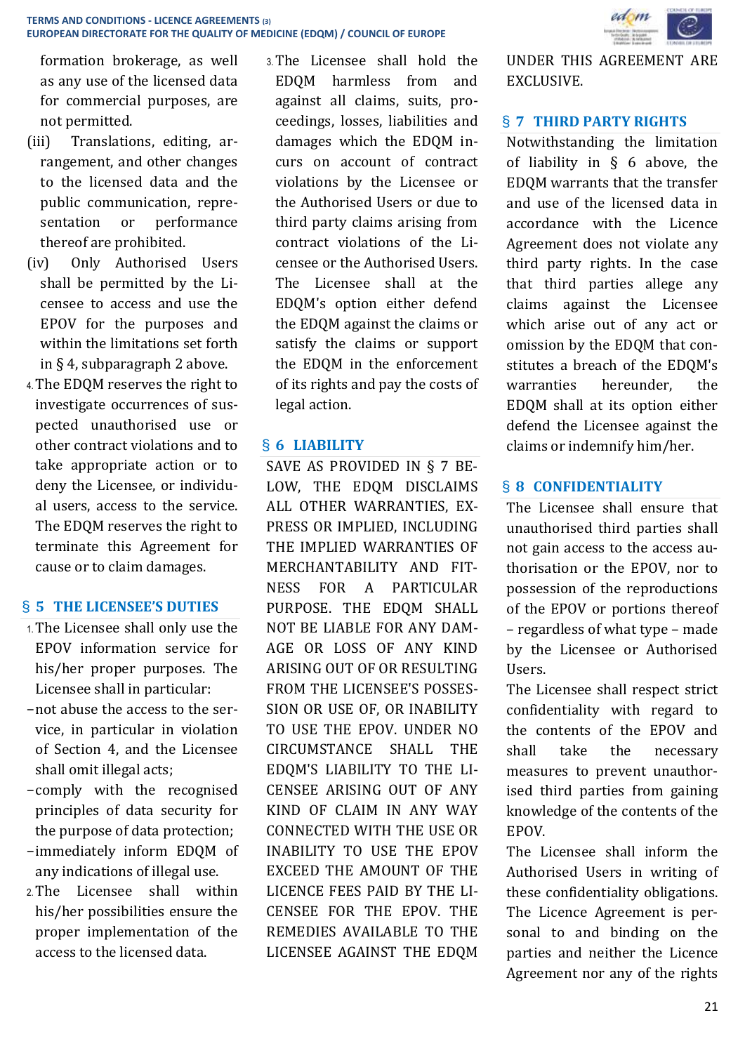formation brokerage, as well as any use of the licensed data for commercial purposes, are not permitted.

(iii) Translations, editing, arrangement, and other changes to the licensed data and the public communication, representation or performance thereof are prohibited.

(iv) Only Authorised Users shall be permitted by the Licensee to access and use the EPOV for the purposes and within the limitations set forth in § 4, subparagraph 2 above.

4. The EDQM reserves the right to investigate occurrences of suspected unauthorised use or other contract violations and to take appropriate action or to deny the Licensee, or individual users, access to the service. The EDQM reserves the right to terminate this Agreement for cause or to claim damages.

## § 5 THE LICENSEE'S DUTIES

1. The Licensee shall only use the EPOV information service for his/her proper purposes. The Licensee shall in particular:

- not abuse the access to the service, in particular in violation of Section 4, and the Licensee shall omit illegal acts;
- comply with the recognised principles of data security for the purpose of data protection;
- immediately inform EDQM of any indications of illegal use.

2. The Licensee shall within his/her possibilities ensure the proper implementation of the access to the licensed data.

3. The Licensee shall hold the EDQM harmless from and against all claims, suits, proceedings, losses, liabilities and damages which the EDQM incurs on account of contract violations by the Licensee or the Authorised Users or due to third party claims arising from contract violations of the Licensee or the Authorised Users. The Licensee shall at the EDQM's option either defend the EDQM against the claims or satisfy the claims or support the EDQM in the enforcement of its rights and pay the costs of legal action.

## § 6 LIABILITY

SAVE AS PROVIDED IN § 7 BELOW, THE EDQM DISCLAIMS ALL OTHER WARRANTIES, EXPRESS OR IMPLIED, INCLUDING THE IMPLIED WARRANTIES OF MERCHANTABILITY AND FITNESS FOR A PARTICULAR PURPOSE. THE EDQM SHALL NOT BE LIABLE FOR ANY DAMAGE OR LOSS OF ANY KIND ARISING OUT OF OR RESULTING FROM THE LICENSEE'S POSSESSION OR USE OF, OR INABILITY TO USE THE EPOV. UNDER NO CIRCUMSTANCE SHALL THE EDQM'S LIABILITY TO THE LICENSEE ARISING OUT OF ANY KIND OF CLAIM IN ANY WAY CONNECTED WITH THE USE OR INABILITY TO USE THE EPOV EXCEED THE AMOUNT OF THE LICENCE FEES PAID BY THE LICENSEE FOR THE EPOV. THE REMEDIES AVAILABLE TO THE LICENSEE AGAINST THE EDQM UNDER THIS AGREEMENT ARE EXCLUSIVE.

## § 7 THIRD PARTY RIGHTS

Notwithstanding the limitation of liability in § 6 above, the EDQM warrants that the transfer and use of the licensed data in accordance with the Licence Agreement does not violate any third party rights. In the case that third parties allege any claims against the Licensee which arise out of any act or omission by the EDQM that constitutes a breach of the EDQM's warranties hereunder, the EDQM shall at its option either defend the Licensee against the claims or indemnify him/her.

## § 8 CONFIDENTIALITY

The Licensee shall ensure that unauthorised third parties shall not gain access to the access authorisation or the EPOV, nor to possession of the reproductions of the EPOV or portions thereof – regardless of what type – made by the Licensee or Authorised Users.

The Licensee shall respect strict confidentiality with regard to the contents of the EPOV and shall take the necessary measures to prevent unauthorised third parties from gaining knowledge of the contents of the EPOV.

The Licensee shall inform the Authorised Users in writing of these confidentiality obligations. The Licence Agreement is personal to and binding on the parties and neither the Licence Agreement nor any of the rights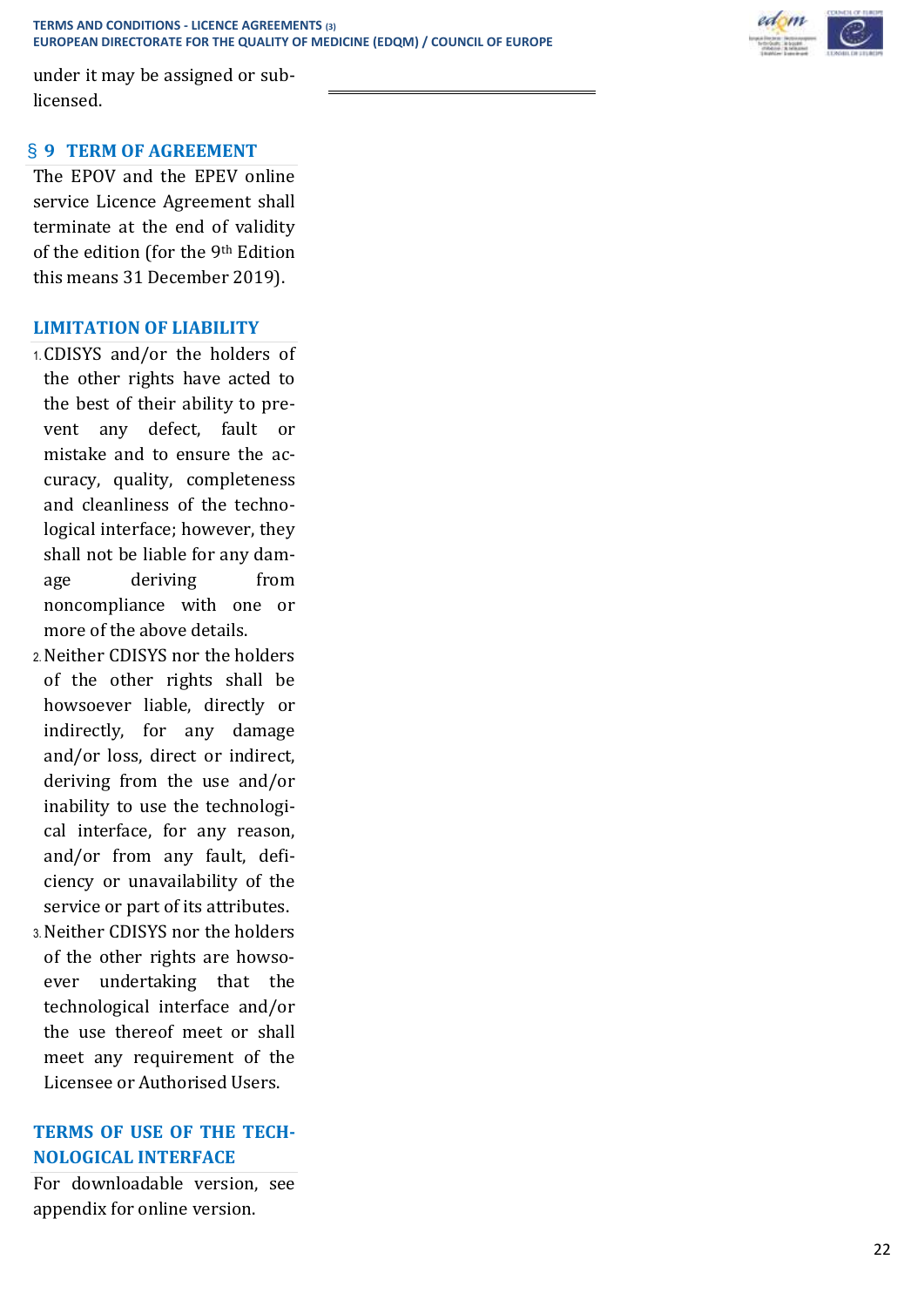under it may be assigned or sub-licensed.

## § 9 TERM OF AGREEMENT

The EPOV and the EPEV online service Licence Agreement shall terminate at the end of validity of the edition (for the 9th Edition this means 31 December 2019).

## LIMITATION OF LIABILITY

1. CDISYS and/or the holders of the other rights have acted to the best of their ability to prevent any defect, fault or mistake and to ensure the accuracy, quality, completeness and cleanliness of the technological interface; however, they shall not be liable for any damage deriving from noncompliance with one or more of the above details.
2. Neither CDISYS nor the holders of the other rights shall be howsoever liable, directly or indirectly, for any damage and/or loss, direct or indirect, deriving from the use and/or inability to use the technological interface, for any reason, and/or from any fault, deficiency or unavailability of the service or part of its attributes.
3. Neither CDISYS nor the holders of the other rights are howsoever undertaking that the technological interface and/or the use thereof meet or shall meet any requirement of the Licensee or Authorised Users.

## TERMS OF USE OF THE TECHNOLOGICAL INTERFACE

For downloadable version, see appendix for online version.